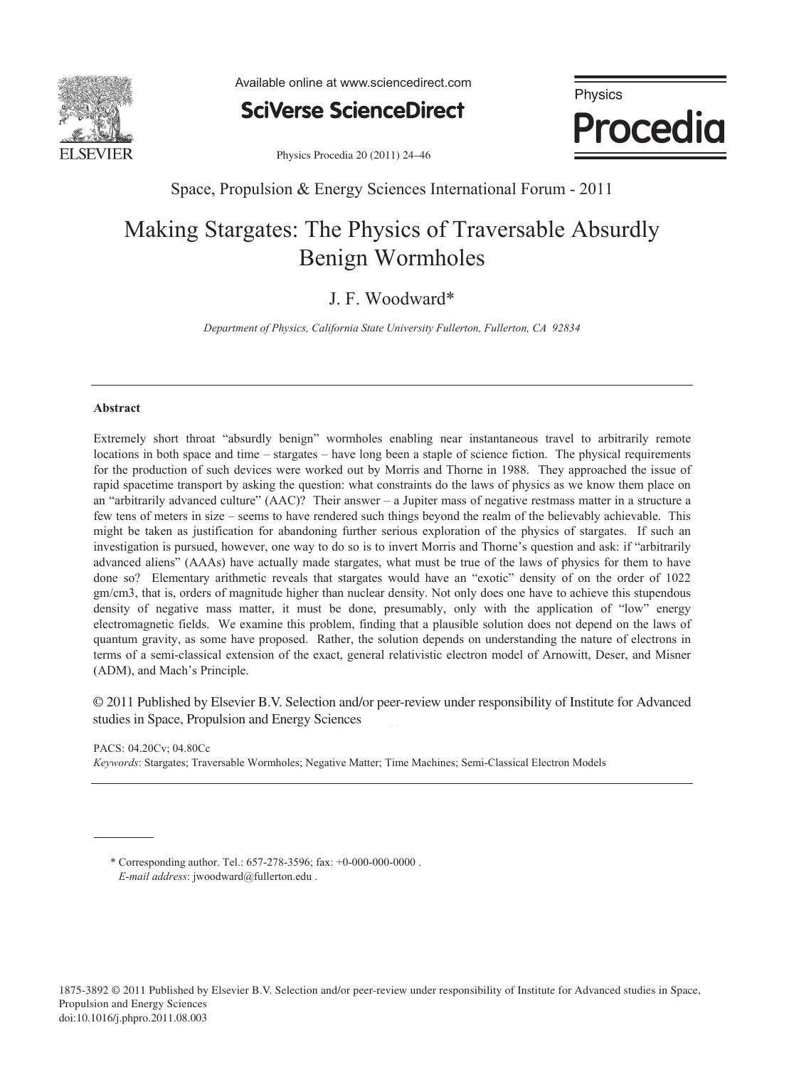Space, Propulsion & Energy Sciences International Forum - 2011

# Making Stargates: The Physics of Traversable Absurdly Benign Wormholes

J. F. Woodward*

*Department of Physics, California State University Fullerton, Fullerton, CA 92834*

---

**Abstract**

Extremely short throat "absurdly benign" wormholes enabling near instantaneous travel to arbitrarily remote locations in both space and time – stargates – have long been a staple of science fiction. The physical requirements for the production of such devices were worked out by Morris and Thorne in 1988. They approached the issue of rapid spacetime transport by asking the question: what constraints do the laws of physics as we know them place on an "arbitrarily advanced culture" (AAC)? Their answer – a Jupiter mass of negative restmass matter in a structure a few tens of meters in size – seems to have rendered such things beyond the realm of the believably achievable. This might be taken as justification for abandoning further serious exploration of the physics of stargates. If such an investigation is pursued, however, one way to do so is to invert Morris and Thorne's question and ask: if "arbitrarily advanced aliens" (AAAs) have actually made stargates, what must be true of the laws of physics for them to have done so? Elementary arithmetic reveals that stargates would have an "exotic" density of on the order of 1022 gm/cm3, that is, orders of magnitude higher than nuclear density. Not only does one have to achieve this stupendous density of negative mass matter, it must be done, presumably, only with the application of "low" energy electromagnetic fields. We examine this problem, finding that a plausible solution does not depend on the laws of quantum gravity, as some have proposed. Rather, the solution depends on understanding the nature of electrons in terms of a semi-classical extension of the exact, general relativistic electron model of Arnowitt, Deser, and Misner (ADM), and Mach's Principle.

© 2011 Published by Elsevier B.V. Selection and/or peer-review under responsibility of Institute for Advanced studies in Space, Propulsion and Energy Sciences

PACS: 04.20Cv; 04.80Cc

*Keywords*: Stargates; Traversable Wormholes; Negative Matter; Time Machines; Semi-Classical Electron Models

---

\* Corresponding author. Tel.: 657-278-3596; fax: +0-000-000-0000 .
*E-mail address*: jwoodward@fullerton.edu .

1875-3892 © 2011 Published by Elsevier B.V. Selection and/or peer-review under responsibility of Institute for Advanced studies in Space, Propulsion and Energy Sciences
doi:10.1016/j.phpro.2011.08.003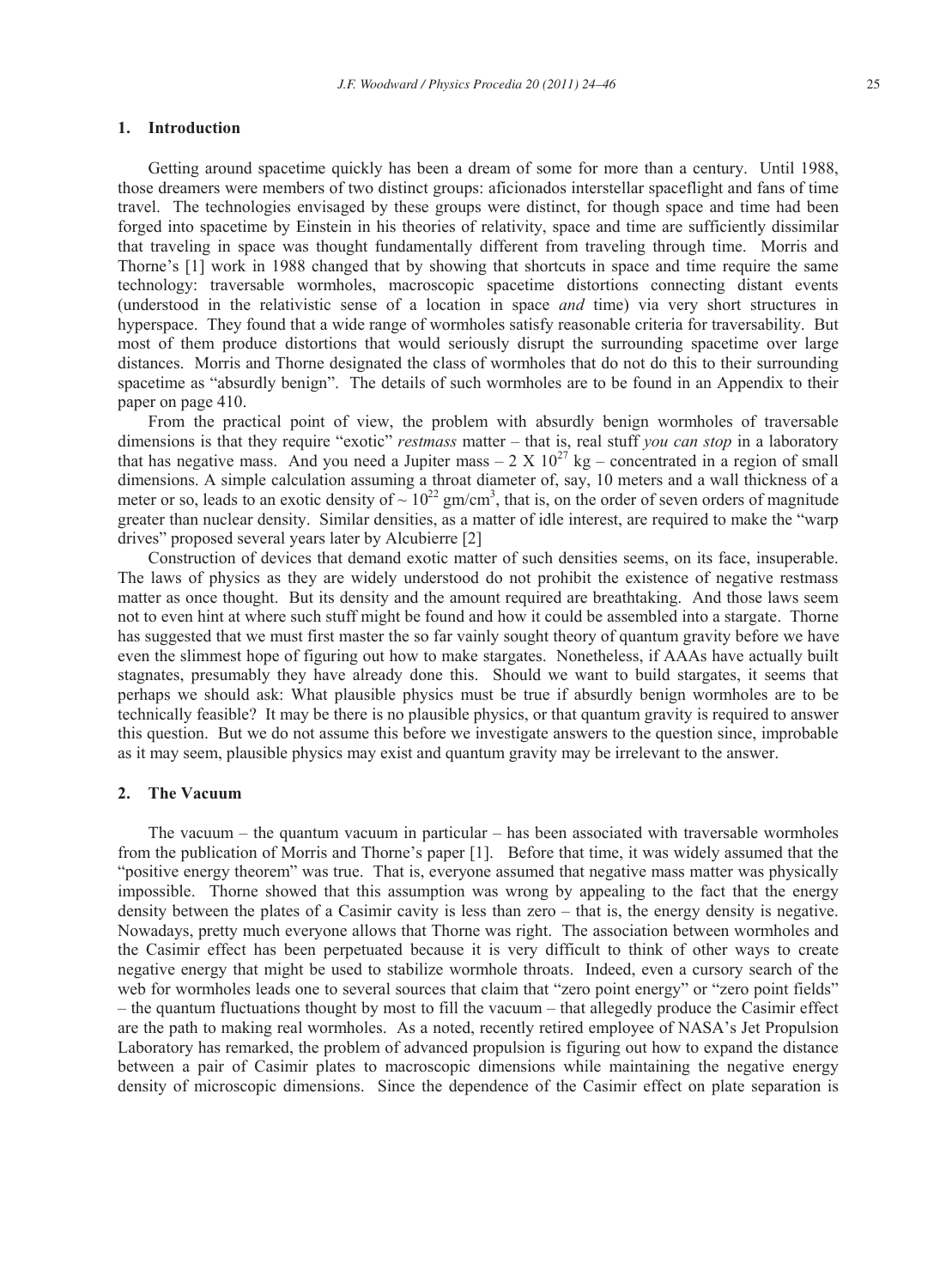## 1. Introduction

Getting around spacetime quickly has been a dream of some for more than a century. Until 1988, those dreamers were members of two distinct groups: aficionados interstellar spaceflight and fans of time travel. The technologies envisaged by these groups were distinct, for though space and time had been forged into spacetime by Einstein in his theories of relativity, space and time are sufficiently dissimilar that traveling in space was thought fundamentally different from traveling through time. Morris and Thorne's [1] work in 1988 changed that by showing that shortcuts in space and time require the same technology: traversable wormholes, macroscopic spacetime distortions connecting distant events (understood in the relativistic sense of a location in space *and* time) via very short structures in hyperspace. They found that a wide range of wormholes satisfy reasonable criteria for traversability. But most of them produce distortions that would seriously disrupt the surrounding spacetime over large distances. Morris and Thorne designated the class of wormholes that do not do this to their surrounding spacetime as "absurdly benign". The details of such wormholes are to be found in an Appendix to their paper on page 410.

From the practical point of view, the problem with absurdly benign wormholes of traversable dimensions is that they require "exotic" *restmass* matter – that is, real stuff *you can stop* in a laboratory that has negative mass. And you need a Jupiter mass – $2 \times 10^{27}$ kg – concentrated in a region of small dimensions. A simple calculation assuming a throat diameter of, say, 10 meters and a wall thickness of a meter or so, leads to an exotic density of $\sim 10^{22}$ gm/cm$^3$, that is, on the order of seven orders of magnitude greater than nuclear density. Similar densities, as a matter of idle interest, are required to make the "warp drives" proposed several years later by Alcubierre [2]

Construction of devices that demand exotic matter of such densities seems, on its face, insuperable. The laws of physics as they are widely understood do not prohibit the existence of negative restmass matter as once thought. But its density and the amount required are breathtaking. And those laws seem not to even hint at where such stuff might be found and how it could be assembled into a stargate. Thorne has suggested that we must first master the so far vainly sought theory of quantum gravity before we have even the slimmest hope of figuring out how to make stargates. Nonetheless, if AAAs have actually built stagnates, presumably they have already done this. Should we want to build stargates, it seems that perhaps we should ask: What plausible physics must be true if absurdly benign wormholes are to be technically feasible? It may be there is no plausible physics, or that quantum gravity is required to answer this question. But we do not assume this before we investigate answers to the question since, improbable as it may seem, plausible physics may exist and quantum gravity may be irrelevant to the answer.

## 2. The Vacuum

The vacuum – the quantum vacuum in particular – has been associated with traversable wormholes from the publication of Morris and Thorne's paper [1]. Before that time, it was widely assumed that the "positive energy theorem" was true. That is, everyone assumed that negative mass matter was physically impossible. Thorne showed that this assumption was wrong by appealing to the fact that the energy density between the plates of a Casimir cavity is less than zero – that is, the energy density is negative. Nowadays, pretty much everyone allows that Thorne was right. The association between wormholes and the Casimir effect has been perpetuated because it is very difficult to think of other ways to create negative energy that might be used to stabilize wormhole throats. Indeed, even a cursory search of the web for wormholes leads one to several sources that claim that "zero point energy" or "zero point fields" – the quantum fluctuations thought by most to fill the vacuum – that allegedly produce the Casimir effect are the path to making real wormholes. As a noted, recently retired employee of NASA's Jet Propulsion Laboratory has remarked, the problem of advanced propulsion is figuring out how to expand the distance between a pair of Casimir plates to macroscopic dimensions while maintaining the negative energy density of microscopic dimensions. Since the dependence of the Casimir effect on plate separation is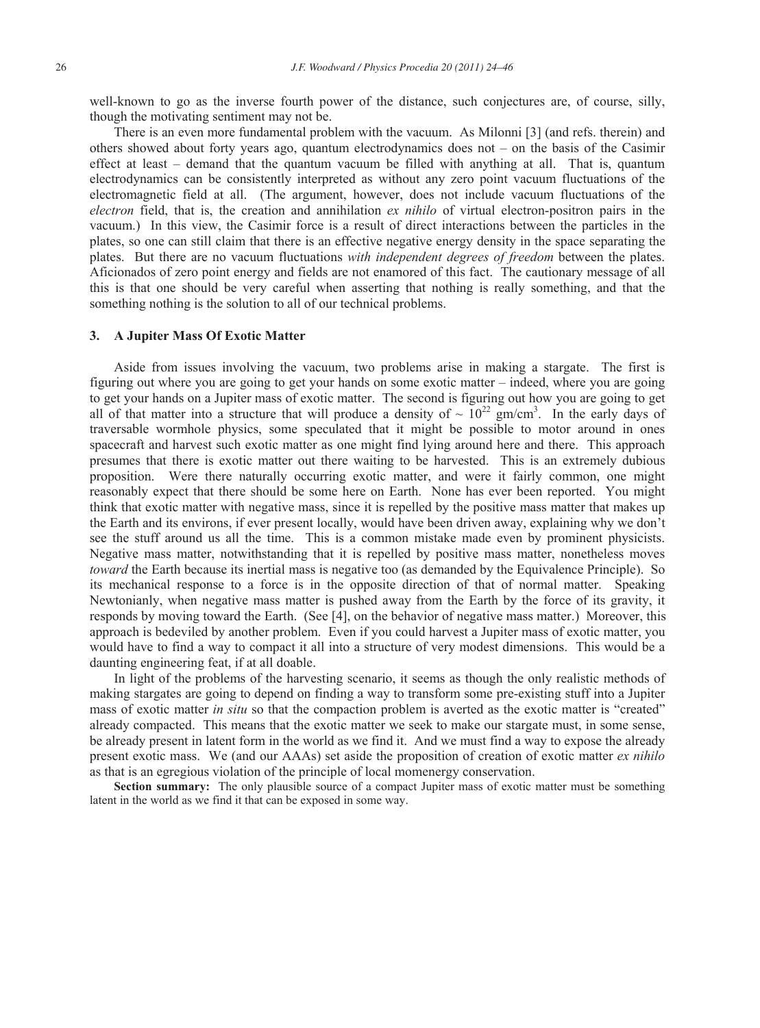well-known to go as the inverse fourth power of the distance, such conjectures are, of course, silly, though the motivating sentiment may not be.

There is an even more fundamental problem with the vacuum. As Milonni [3] (and refs. therein) and others showed about forty years ago, quantum electrodynamics does not – on the basis of the Casimir effect at least – demand that the quantum vacuum be filled with anything at all. That is, quantum electrodynamics can be consistently interpreted as without any zero point vacuum fluctuations of the electromagnetic field at all. (The argument, however, does not include vacuum fluctuations of the *electron* field, that is, the creation and annihilation *ex nihilo* of virtual electron-positron pairs in the vacuum.) In this view, the Casimir force is a result of direct interactions between the particles in the plates, so one can still claim that there is an effective negative energy density in the space separating the plates. But there are no vacuum fluctuations *with independent degrees of freedom* between the plates. Aficionados of zero point energy and fields are not enamored of this fact. The cautionary message of all this is that one should be very careful when asserting that nothing is really something, and that the something nothing is the solution to all of our technical problems.

## 3. A Jupiter Mass Of Exotic Matter

Aside from issues involving the vacuum, two problems arise in making a stargate. The first is figuring out where you are going to get your hands on some exotic matter – indeed, where you are going to get your hands on a Jupiter mass of exotic matter. The second is figuring out how you are going to get all of that matter into a structure that will produce a density of $\sim 10^{22}$ gm/cm$^3$. In the early days of traversable wormhole physics, some speculated that it might be possible to motor around in ones spacecraft and harvest such exotic matter as one might find lying around here and there. This approach presumes that there is exotic matter out there waiting to be harvested. This is an extremely dubious proposition. Were there naturally occurring exotic matter, and were it fairly common, one might reasonably expect that there should be some here on Earth. None has ever been reported. You might think that exotic matter with negative mass, since it is repelled by the positive mass matter that makes up the Earth and its environs, if ever present locally, would have been driven away, explaining why we don't see the stuff around us all the time. This is a common mistake made even by prominent physicists. Negative mass matter, notwithstanding that it is repelled by positive mass matter, nonetheless moves *toward* the Earth because its inertial mass is negative too (as demanded by the Equivalence Principle). So its mechanical response to a force is in the opposite direction of that of normal matter. Speaking Newtonianly, when negative mass matter is pushed away from the Earth by the force of its gravity, it responds by moving toward the Earth. (See [4], on the behavior of negative mass matter.) Moreover, this approach is bedeviled by another problem. Even if you could harvest a Jupiter mass of exotic matter, you would have to find a way to compact it all into a structure of very modest dimensions. This would be a daunting engineering feat, if at all doable.

In light of the problems of the harvesting scenario, it seems as though the only realistic methods of making stargates are going to depend on finding a way to transform some pre-existing stuff into a Jupiter mass of exotic matter *in situ* so that the compaction problem is averted as the exotic matter is "created" already compacted. This means that the exotic matter we seek to make our stargate must, in some sense, be already present in latent form in the world as we find it. And we must find a way to expose the already present exotic mass. We (and our AAAs) set aside the proposition of creation of exotic matter *ex nihilo* as that is an egregious violation of the principle of local momenergy conservation.

**Section summary:** The only plausible source of a compact Jupiter mass of exotic matter must be something latent in the world as we find it that can be exposed in some way.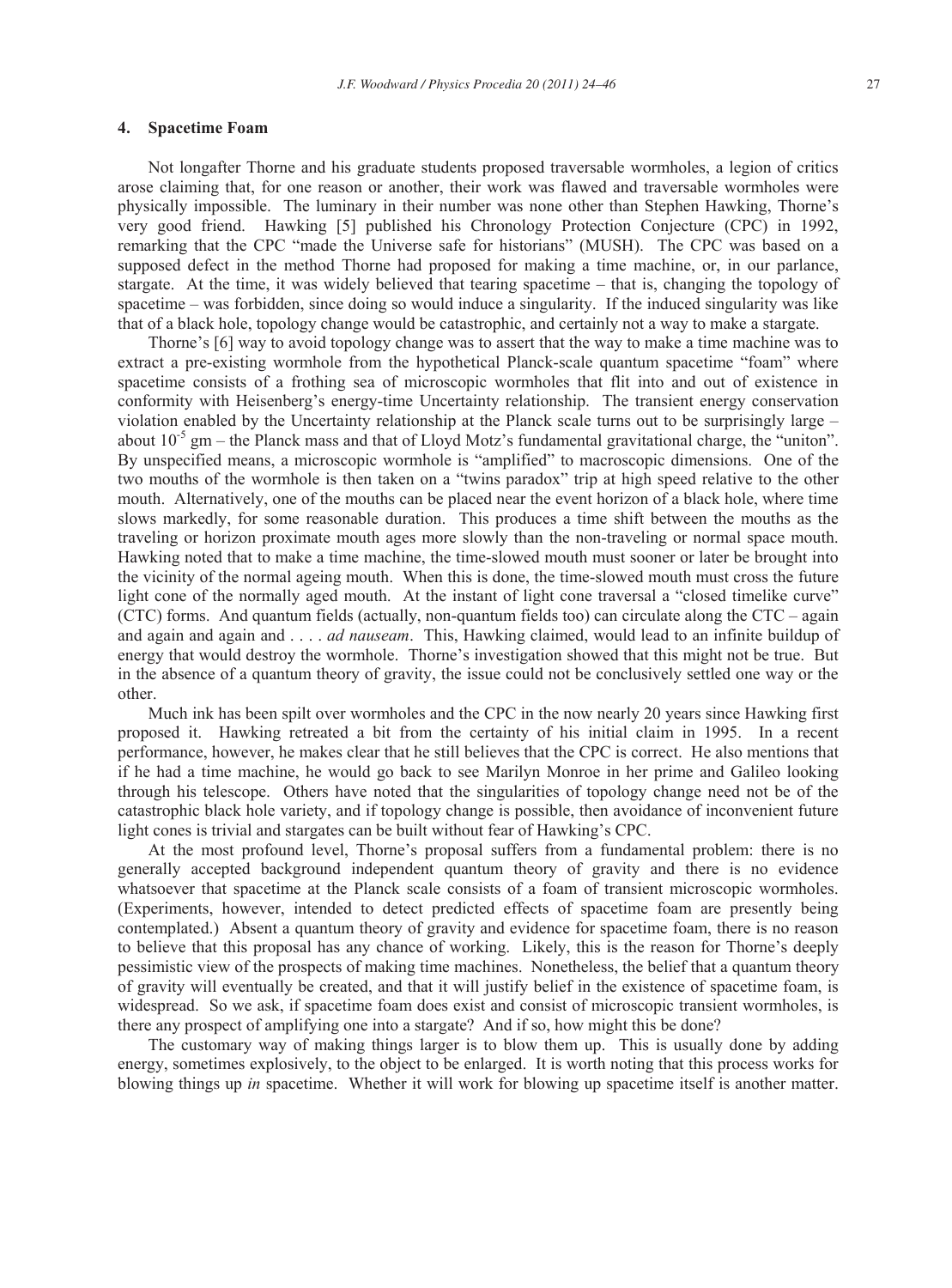## 4. Spacetime Foam

Not longafter Thorne and his graduate students proposed traversable wormholes, a legion of critics arose claiming that, for one reason or another, their work was flawed and traversable wormholes were physically impossible. The luminary in their number was none other than Stephen Hawking, Thorne's very good friend. Hawking [5] published his Chronology Protection Conjecture (CPC) in 1992, remarking that the CPC "made the Universe safe for historians" (MUSH). The CPC was based on a supposed defect in the method Thorne had proposed for making a time machine, or, in our parlance, stargate. At the time, it was widely believed that tearing spacetime – that is, changing the topology of spacetime – was forbidden, since doing so would induce a singularity. If the induced singularity was like that of a black hole, topology change would be catastrophic, and certainly not a way to make a stargate.

Thorne's [6] way to avoid topology change was to assert that the way to make a time machine was to extract a pre-existing wormhole from the hypothetical Planck-scale quantum spacetime "foam" where spacetime consists of a frothing sea of microscopic wormholes that flit into and out of existence in conformity with Heisenberg's energy-time Uncertainty relationship. The transient energy conservation violation enabled by the Uncertainty relationship at the Planck scale turns out to be surprisingly large – about $10^{-5}$ gm – the Planck mass and that of Lloyd Motz's fundamental gravitational charge, the "uniton". By unspecified means, a microscopic wormhole is "amplified" to macroscopic dimensions. One of the two mouths of the wormhole is then taken on a "twins paradox" trip at high speed relative to the other mouth. Alternatively, one of the mouths can be placed near the event horizon of a black hole, where time slows markedly, for some reasonable duration. This produces a time shift between the mouths as the traveling or horizon proximate mouth ages more slowly than the non-traveling or normal space mouth. Hawking noted that to make a time machine, the time-slowed mouth must sooner or later be brought into the vicinity of the normal ageing mouth. When this is done, the time-slowed mouth must cross the future light cone of the normally aged mouth. At the instant of light cone traversal a "closed timelike curve" (CTC) forms. And quantum fields (actually, non-quantum fields too) can circulate along the CTC – again and again and again and . . . . *ad nauseam*. This, Hawking claimed, would lead to an infinite buildup of energy that would destroy the wormhole. Thorne's investigation showed that this might not be true. But in the absence of a quantum theory of gravity, the issue could not be conclusively settled one way or the other.

Much ink has been spilt over wormholes and the CPC in the now nearly 20 years since Hawking first proposed it. Hawking retreated a bit from the certainty of his initial claim in 1995. In a recent performance, however, he makes clear that he still believes that the CPC is correct. He also mentions that if he had a time machine, he would go back to see Marilyn Monroe in her prime and Galileo looking through his telescope. Others have noted that the singularities of topology change need not be of the catastrophic black hole variety, and if topology change is possible, then avoidance of inconvenient future light cones is trivial and stargates can be built without fear of Hawking's CPC.

At the most profound level, Thorne's proposal suffers from a fundamental problem: there is no generally accepted background independent quantum theory of gravity and there is no evidence whatsoever that spacetime at the Planck scale consists of a foam of transient microscopic wormholes. (Experiments, however, intended to detect predicted effects of spacetime foam are presently being contemplated.) Absent a quantum theory of gravity and evidence for spacetime foam, there is no reason to believe that this proposal has any chance of working. Likely, this is the reason for Thorne's deeply pessimistic view of the prospects of making time machines. Nonetheless, the belief that a quantum theory of gravity will eventually be created, and that it will justify belief in the existence of spacetime foam, is widespread. So we ask, if spacetime foam does exist and consist of microscopic transient wormholes, is there any prospect of amplifying one into a stargate? And if so, how might this be done?

The customary way of making things larger is to blow them up. This is usually done by adding energy, sometimes explosively, to the object to be enlarged. It is worth noting that this process works for blowing things up *in* spacetime. Whether it will work for blowing up spacetime itself is another matter.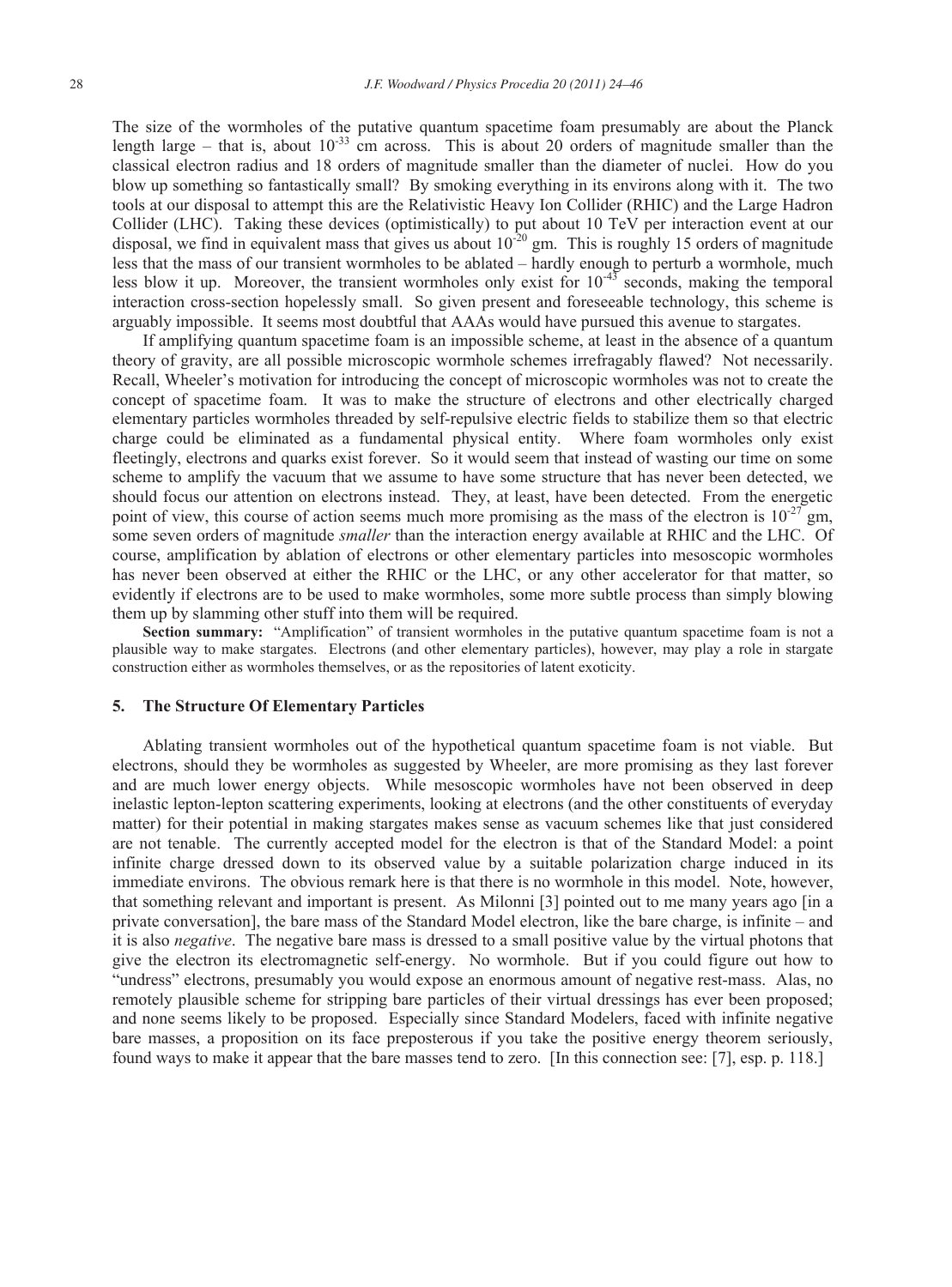The size of the wormholes of the putative quantum spacetime foam presumably are about the Planck length large – that is, about $10^{-33}$ cm across. This is about 20 orders of magnitude smaller than the classical electron radius and 18 orders of magnitude smaller than the diameter of nuclei. How do you blow up something so fantastically small? By smoking everything in its environs along with it. The two tools at our disposal to attempt this are the Relativistic Heavy Ion Collider (RHIC) and the Large Hadron Collider (LHC). Taking these devices (optimistically) to put about 10 TeV per interaction event at our disposal, we find in equivalent mass that gives us about $10^{-20}$ gm. This is roughly 15 orders of magnitude less that the mass of our transient wormholes to be ablated – hardly enough to perturb a wormhole, much less blow it up. Moreover, the transient wormholes only exist for $10^{-43}$ seconds, making the temporal interaction cross-section hopelessly small. So given present and foreseeable technology, this scheme is arguably impossible. It seems most doubtful that AAAs would have pursued this avenue to stargates.

If amplifying quantum spacetime foam is an impossible scheme, at least in the absence of a quantum theory of gravity, are all possible microscopic wormhole schemes irrefragably flawed? Not necessarily. Recall, Wheeler's motivation for introducing the concept of microscopic wormholes was not to create the concept of spacetime foam. It was to make the structure of electrons and other electrically charged elementary particles wormholes threaded by self-repulsive electric fields to stabilize them so that electric charge could be eliminated as a fundamental physical entity. Where foam wormholes only exist fleetingly, electrons and quarks exist forever. So it would seem that instead of wasting our time on some scheme to amplify the vacuum that we assume to have some structure that has never been detected, we should focus our attention on electrons instead. They, at least, have been detected. From the energetic point of view, this course of action seems much more promising as the mass of the electron is $10^{-27}$ gm, some seven orders of magnitude *smaller* than the interaction energy available at RHIC and the LHC. Of course, amplification by ablation of electrons or other elementary particles into mesoscopic wormholes has never been observed at either the RHIC or the LHC, or any other accelerator for that matter, so evidently if electrons are to be used to make wormholes, some more subtle process than simply blowing them up by slamming other stuff into them will be required.

**Section summary:** "Amplification" of transient wormholes in the putative quantum spacetime foam is not a plausible way to make stargates. Electrons (and other elementary particles), however, may play a role in stargate construction either as wormholes themselves, or as the repositories of latent exoticity.

## 5. The Structure Of Elementary Particles

Ablating transient wormholes out of the hypothetical quantum spacetime foam is not viable. But electrons, should they be wormholes as suggested by Wheeler, are more promising as they last forever and are much lower energy objects. While mesoscopic wormholes have not been observed in deep inelastic lepton-lepton scattering experiments, looking at electrons (and the other constituents of everyday matter) for their potential in making stargates makes sense as vacuum schemes like that just considered are not tenable. The currently accepted model for the electron is that of the Standard Model: a point infinite charge dressed down to its observed value by a suitable polarization charge induced in its immediate environs. The obvious remark here is that there is no wormhole in this model. Note, however, that something relevant and important is present. As Milonni [3] pointed out to me many years ago [in a private conversation], the bare mass of the Standard Model electron, like the bare charge, is infinite – and it is also *negative*. The negative bare mass is dressed to a small positive value by the virtual photons that give the electron its electromagnetic self-energy. No wormhole. But if you could figure out how to "undress" electrons, presumably you would expose an enormous amount of negative rest-mass. Alas, no remotely plausible scheme for stripping bare particles of their virtual dressings has ever been proposed; and none seems likely to be proposed. Especially since Standard Modelers, faced with infinite negative bare masses, a proposition on its face preposterous if you take the positive energy theorem seriously, found ways to make it appear that the bare masses tend to zero. [In this connection see: [7], esp. p. 118.]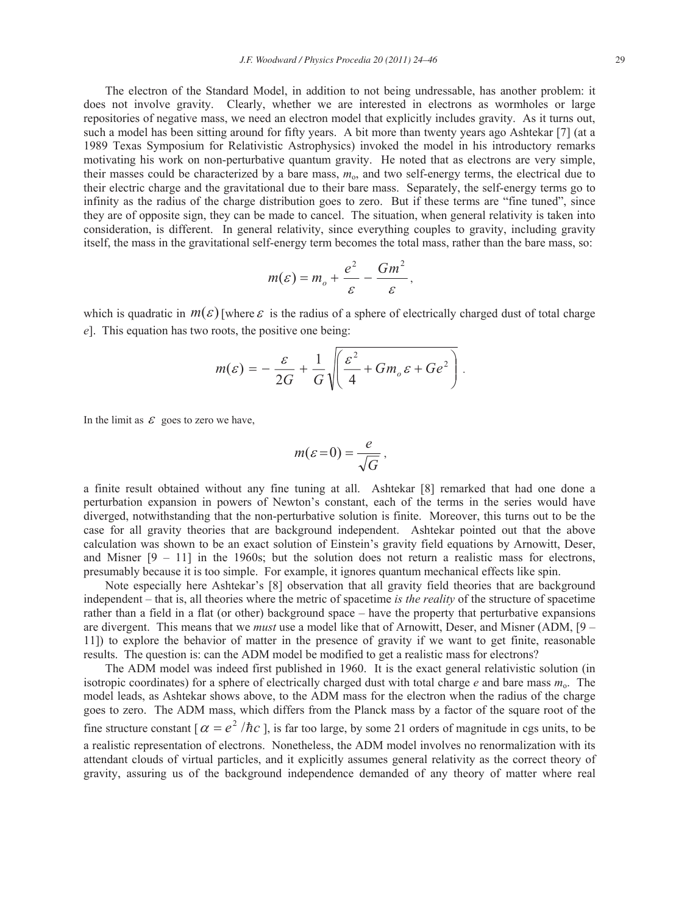The electron of the Standard Model, in addition to not being undressable, has another problem: it does not involve gravity. Clearly, whether we are interested in electrons as wormholes or large repositories of negative mass, we need an electron model that explicitly includes gravity. As it turns out, such a model has been sitting around for fifty years. A bit more than twenty years ago Ashtekar [7] (at a 1989 Texas Symposium for Relativistic Astrophysics) invoked the model in his introductory remarks motivating his work on non-perturbative quantum gravity. He noted that as electrons are very simple, their masses could be characterized by a bare mass, $m_o$, and two self-energy terms, the electrical due to their electric charge and the gravitational due to their bare mass. Separately, the self-energy terms go to infinity as the radius of the charge distribution goes to zero. But if these terms are "fine tuned", since they are of opposite sign, they can be made to cancel. The situation, when general relativity is taken into consideration, is different. In general relativity, since everything couples to gravity, including gravity itself, the mass in the gravitational self-energy term becomes the total mass, rather than the bare mass, so:

$$m(\varepsilon) = m_o + \frac{e^2}{\varepsilon} - \frac{Gm^2}{\varepsilon},$$

which is quadratic in $m(\varepsilon)$ [where $\varepsilon$ is the radius of a sphere of electrically charged dust of total charge $e$]. This equation has two roots, the positive one being:

$$m(\varepsilon) = -\frac{\varepsilon}{2G} + \frac{1}{G}\sqrt{\left(\frac{\varepsilon^2}{4} + Gm_o\,\varepsilon + Ge^2\right)}.$$

In the limit as $\varepsilon$ goes to zero we have,

$$m(\varepsilon = 0) = \frac{e}{\sqrt{G}},$$

a finite result obtained without any fine tuning at all. Ashtekar [8] remarked that had one done a perturbation expansion in powers of Newton's constant, each of the terms in the series would have diverged, notwithstanding that the non-perturbative solution is finite. Moreover, this turns out to be the case for all gravity theories that are background independent. Ashtekar pointed out that the above calculation was shown to be an exact solution of Einstein's gravity field equations by Arnowitt, Deser, and Misner [9 – 11] in the 1960s; but the solution does not return a realistic mass for electrons, presumably because it is too simple. For example, it ignores quantum mechanical effects like spin.

Note especially here Ashtekar's [8] observation that all gravity field theories that are background independent – that is, all theories where the metric of spacetime *is the reality* of the structure of spacetime rather than a field in a flat (or other) background space – have the property that perturbative expansions are divergent. This means that we *must* use a model like that of Arnowitt, Deser, and Misner (ADM, [9 – 11]) to explore the behavior of matter in the presence of gravity if we want to get finite, reasonable results. The question is: can the ADM model be modified to get a realistic mass for electrons?

The ADM model was indeed first published in 1960. It is the exact general relativistic solution (in isotropic coordinates) for a sphere of electrically charged dust with total charge $e$ and bare mass $m_o$. The model leads, as Ashtekar shows above, to the ADM mass for the electron when the radius of the charge goes to zero. The ADM mass, which differs from the Planck mass by a factor of the square root of the fine structure constant [$\alpha = e^2/\hbar c$], is far too large, by some 21 orders of magnitude in cgs units, to be a realistic representation of electrons. Nonetheless, the ADM model involves no renormalization with its attendant clouds of virtual particles, and it explicitly assumes general relativity as the correct theory of gravity, assuring us of the background independence demanded of any theory of matter where real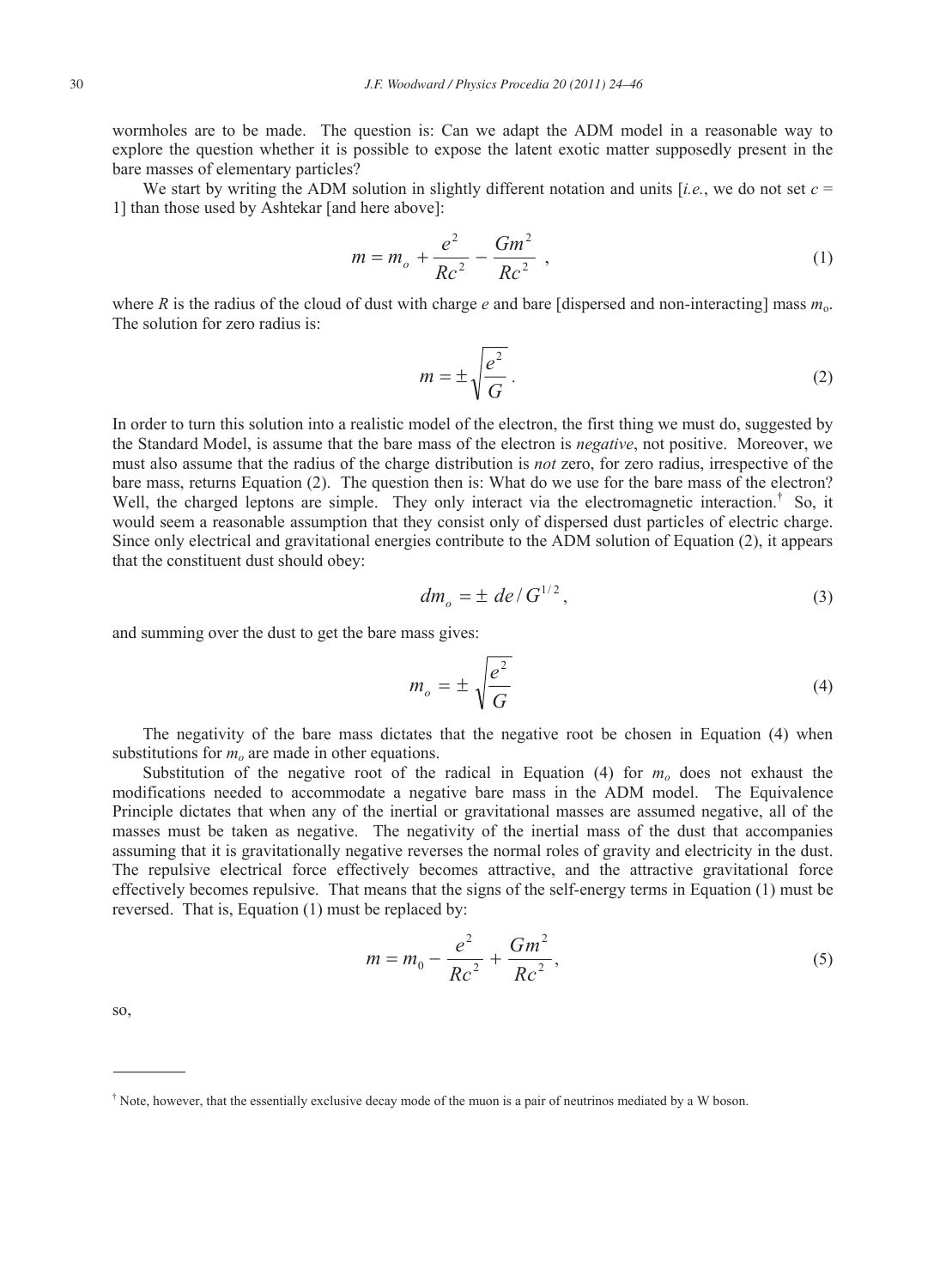wormholes are to be made. The question is: Can we adapt the ADM model in a reasonable way to explore the question whether it is possible to expose the latent exotic matter supposedly present in the bare masses of elementary particles?

We start by writing the ADM solution in slightly different notation and units [*i.e.*, we do not set $c$ = 1] than those used by Ashtekar [and here above]:

$$m = m_o + \frac{e^2}{Rc^2} - \frac{Gm^2}{Rc^2} \ , \tag{1}$$

where $R$ is the radius of the cloud of dust with charge $e$ and bare [dispersed and non-interacting] mass $m_o$. The solution for zero radius is:

$$m = \pm\sqrt{\frac{e^2}{G}} \, . \tag{2}$$

In order to turn this solution into a realistic model of the electron, the first thing we must do, suggested by the Standard Model, is assume that the bare mass of the electron is *negative*, not positive. Moreover, we must also assume that the radius of the charge distribution is *not* zero, for zero radius, irrespective of the bare mass, returns Equation (2). The question then is: What do we use for the bare mass of the electron? Well, the charged leptons are simple. They only interact via the electromagnetic interaction.† So, it would seem a reasonable assumption that they consist only of dispersed dust particles of electric charge. Since only electrical and gravitational energies contribute to the ADM solution of Equation (2), it appears that the constituent dust should obey:

$$dm_o = \pm \ de / G^{1/2} , \tag{3}$$

and summing over the dust to get the bare mass gives:

$$m_o = \pm \sqrt{\frac{e^2}{G}} \tag{4}$$

The negativity of the bare mass dictates that the negative root be chosen in Equation (4) when substitutions for $m_o$ are made in other equations.

Substitution of the negative root of the radical in Equation (4) for $m_o$ does not exhaust the modifications needed to accommodate a negative bare mass in the ADM model. The Equivalence Principle dictates that when any of the inertial or gravitational masses are assumed negative, all of the masses must be taken as negative. The negativity of the inertial mass of the dust that accompanies assuming that it is gravitationally negative reverses the normal roles of gravity and electricity in the dust. The repulsive electrical force effectively becomes attractive, and the attractive gravitational force effectively becomes repulsive. That means that the signs of the self-energy terms in Equation (1) must be reversed. That is, Equation (1) must be replaced by:

$$m = m_0 - \frac{e^2}{Rc^2} + \frac{Gm^2}{Rc^2} , \tag{5}$$

so,

† Note, however, that the essentially exclusive decay mode of the muon is a pair of neutrinos mediated by a W boson.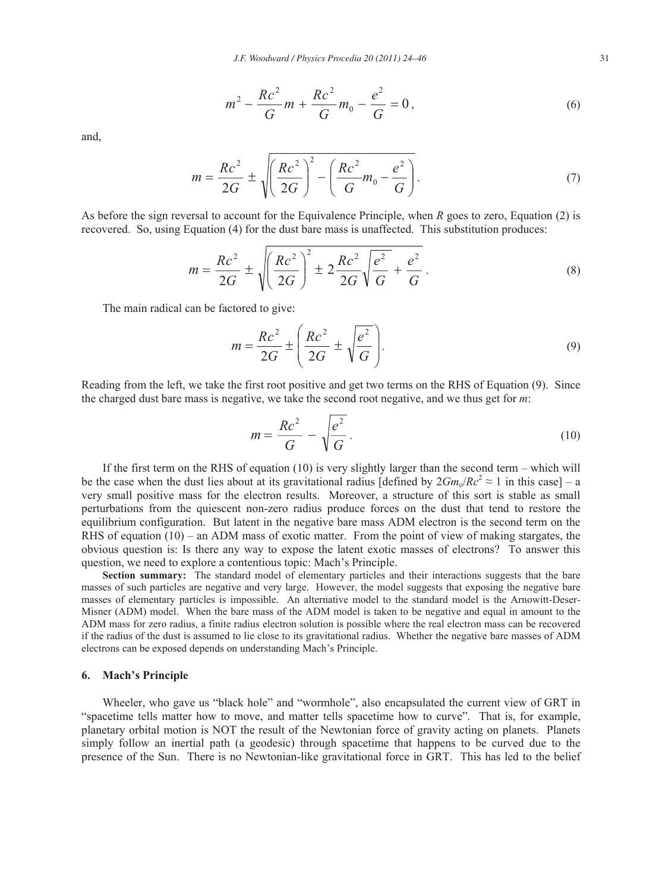$$m^2 - \frac{Rc^2}{G}m + \frac{Rc^2}{G}m_0 - \frac{e^2}{G} = 0\,, \tag{6}$$

and,

$$m = \frac{Rc^2}{2G} \pm \sqrt{\left(\frac{Rc^2}{2G}\right)^2 - \left(\frac{Rc^2}{G}m_0 - \frac{e^2}{G}\right)}. \tag{7}$$

As before the sign reversal to account for the Equivalence Principle, when $R$ goes to zero, Equation (2) is recovered. So, using Equation (4) for the dust bare mass is unaffected. This substitution produces:

$$m = \frac{Rc^2}{2G} \pm \sqrt{\left(\frac{Rc^2}{2G}\right)^2 \pm 2\frac{Rc^2}{2G}\sqrt{\frac{e^2}{G}} + \frac{e^2}{G}}\,. \tag{8}$$

The main radical can be factored to give:

$$m = \frac{Rc^2}{2G} \pm \left(\frac{Rc^2}{2G} \pm \sqrt{\frac{e^2}{G}}\right). \tag{9}$$

Reading from the left, we take the first root positive and get two terms on the RHS of Equation (9). Since the charged dust bare mass is negative, we take the second root negative, and we thus get for $m$:

$$m = \frac{Rc^2}{G} - \sqrt{\frac{e^2}{G}}\,. \tag{10}$$

If the first term on the RHS of equation (10) is very slightly larger than the second term – which will be the case when the dust lies about at its gravitational radius [defined by $2Gm_o/Rc^2 \approx 1$ in this case] – a very small positive mass for the electron results. Moreover, a structure of this sort is stable as small perturbations from the quiescent non-zero radius produce forces on the dust that tend to restore the equilibrium configuration. But latent in the negative bare mass ADM electron is the second term on the RHS of equation (10) – an ADM mass of exotic matter. From the point of view of making stargates, the obvious question is: Is there any way to expose the latent exotic masses of electrons? To answer this question, we need to explore a contentious topic: Mach's Principle.

**Section summary:** The standard model of elementary particles and their interactions suggests that the bare masses of such particles are negative and very large. However, the model suggests that exposing the negative bare masses of elementary particles is impossible. An alternative model to the standard model is the Arnowitt-Deser-Misner (ADM) model. When the bare mass of the ADM model is taken to be negative and equal in amount to the ADM mass for zero radius, a finite radius electron solution is possible where the real electron mass can be recovered if the radius of the dust is assumed to lie close to its gravitational radius. Whether the negative bare masses of ADM electrons can be exposed depends on understanding Mach's Principle.

## 6. Mach's Principle

Wheeler, who gave us "black hole" and "wormhole", also encapsulated the current view of GRT in "spacetime tells matter how to move, and matter tells spacetime how to curve". That is, for example, planetary orbital motion is NOT the result of the Newtonian force of gravity acting on planets. Planets simply follow an inertial path (a geodesic) through spacetime that happens to be curved due to the presence of the Sun. There is no Newtonian-like gravitational force in GRT. This has led to the belief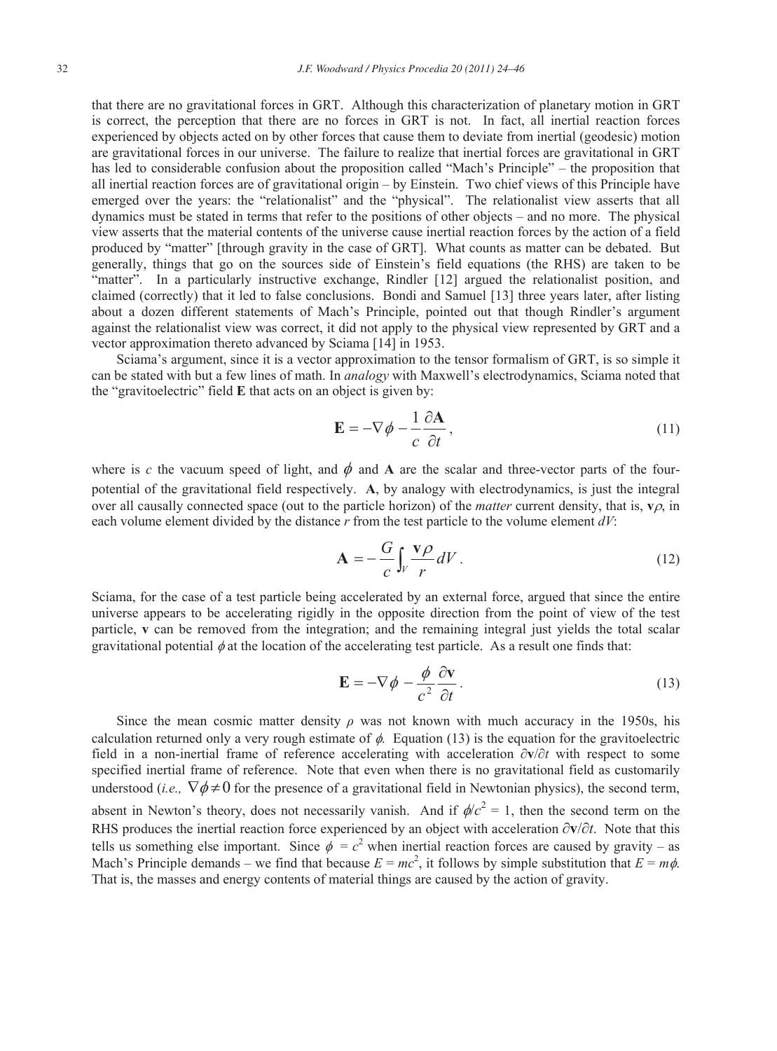that there are no gravitational forces in GRT. Although this characterization of planetary motion in GRT is correct, the perception that there are no forces in GRT is not. In fact, all inertial reaction forces experienced by objects acted on by other forces that cause them to deviate from inertial (geodesic) motion are gravitational forces in our universe. The failure to realize that inertial forces are gravitational in GRT has led to considerable confusion about the proposition called "Mach's Principle" – the proposition that all inertial reaction forces are of gravitational origin – by Einstein. Two chief views of this Principle have emerged over the years: the "relationalist" and the "physical". The relationalist view asserts that all dynamics must be stated in terms that refer to the positions of other objects – and no more. The physical view asserts that the material contents of the universe cause inertial reaction forces by the action of a field produced by "matter" [through gravity in the case of GRT]. What counts as matter can be debated. But generally, things that go on the sources side of Einstein's field equations (the RHS) are taken to be "matter". In a particularly instructive exchange, Rindler [12] argued the relationalist position, and claimed (correctly) that it led to false conclusions. Bondi and Samuel [13] three years later, after listing about a dozen different statements of Mach's Principle, pointed out that though Rindler's argument against the relationalist view was correct, it did not apply to the physical view represented by GRT and a vector approximation thereto advanced by Sciama [14] in 1953.

Sciama's argument, since it is a vector approximation to the tensor formalism of GRT, is so simple it can be stated with but a few lines of math. In *analogy* with Maxwell's electrodynamics, Sciama noted that the "gravitoelectric" field **E** that acts on an object is given by:

$$\mathbf{E} = -\nabla \phi - \frac{1}{c}\frac{\partial \mathbf{A}}{\partial t}, \tag{11}$$

where is $c$ the vacuum speed of light, and $\phi$ and **A** are the scalar and three-vector parts of the four-potential of the gravitational field respectively. **A**, by analogy with electrodynamics, is just the integral over all causally connected space (out to the particle horizon) of the *matter* current density, that is, $\mathbf{v}\rho$, in each volume element divided by the distance $r$ from the test particle to the volume element $dV$:

$$\mathbf{A} = -\frac{G}{c}\int_V \frac{\mathbf{v}\rho}{r}\, dV. \tag{12}$$

Sciama, for the case of a test particle being accelerated by an external force, argued that since the entire universe appears to be accelerating rigidly in the opposite direction from the point of view of the test particle, **v** can be removed from the integration; and the remaining integral just yields the total scalar gravitational potential $\phi$ at the location of the accelerating test particle. As a result one finds that:

$$\mathbf{E} = -\nabla \phi - \frac{\phi}{c^2}\frac{\partial \mathbf{v}}{\partial t}. \tag{13}$$

Since the mean cosmic matter density $\rho$ was not known with much accuracy in the 1950s, his calculation returned only a very rough estimate of $\phi$. Equation (13) is the equation for the gravitoelectric field in a non-inertial frame of reference accelerating with acceleration $\partial\mathbf{v}/\partial t$ with respect to some specified inertial frame of reference. Note that even when there is no gravitational field as customarily understood (*i.e.,* $\nabla\phi \neq 0$ for the presence of a gravitational field in Newtonian physics), the second term, absent in Newton's theory, does not necessarily vanish. And if $\phi/c^2 = 1$, then the second term on the RHS produces the inertial reaction force experienced by an object with acceleration $\partial\mathbf{v}/\partial t$. Note that this tells us something else important. Since $\phi = c^2$ when inertial reaction forces are caused by gravity – as Mach's Principle demands – we find that because $E = mc^2$, it follows by simple substitution that $E = m\phi$. That is, the masses and energy contents of material things are caused by the action of gravity.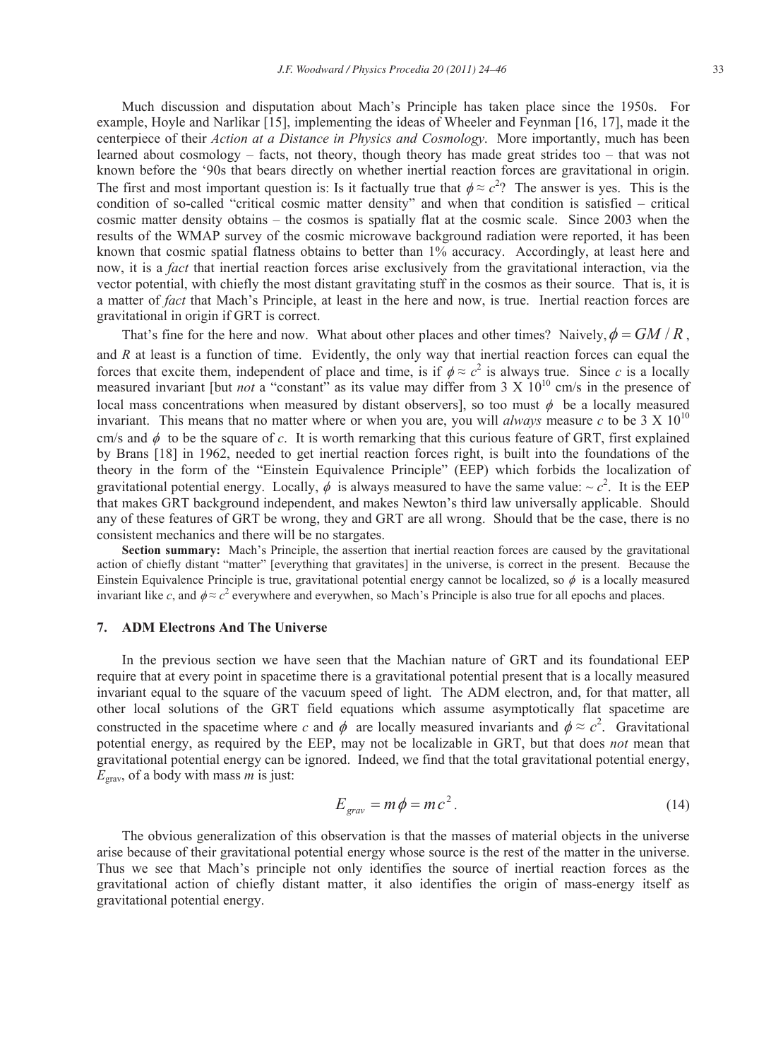Much discussion and disputation about Mach's Principle has taken place since the 1950s. For example, Hoyle and Narlikar [15], implementing the ideas of Wheeler and Feynman [16, 17], made it the centerpiece of their *Action at a Distance in Physics and Cosmology*. More importantly, much has been learned about cosmology – facts, not theory, though theory has made great strides too – that was not known before the '90s that bears directly on whether inertial reaction forces are gravitational in origin. The first and most important question is: Is it factually true that $\phi \approx c^2$? The answer is yes. This is the condition of so-called "critical cosmic matter density" and when that condition is satisfied – critical cosmic matter density obtains – the cosmos is spatially flat at the cosmic scale. Since 2003 when the results of the WMAP survey of the cosmic microwave background radiation were reported, it has been known that cosmic spatial flatness obtains to better than 1% accuracy. Accordingly, at least here and now, it is a *fact* that inertial reaction forces arise exclusively from the gravitational interaction, via the vector potential, with chiefly the most distant gravitating stuff in the cosmos as their source. That is, it is a matter of *fact* that Mach's Principle, at least in the here and now, is true. Inertial reaction forces are gravitational in origin if GRT is correct.

That's fine for the here and now. What about other places and other times? Naively, $\phi = GM/R$, and $R$ at least is a function of time. Evidently, the only way that inertial reaction forces can equal the forces that excite them, independent of place and time, is if $\phi \approx c^2$ is always true. Since $c$ is a locally measured invariant [but *not* a "constant" as its value may differ from 3 X $10^{10}$ cm/s in the presence of local mass concentrations when measured by distant observers], so too must $\phi$ be a locally measured invariant. This means that no matter where or when you are, you will *always* measure $c$ to be 3 X $10^{10}$ cm/s and $\phi$ to be the square of $c$. It is worth remarking that this curious feature of GRT, first explained by Brans [18] in 1962, needed to get inertial reaction forces right, is built into the foundations of the theory in the form of the "Einstein Equivalence Principle" (EEP) which forbids the localization of gravitational potential energy. Locally, $\phi$ is always measured to have the same value: $\sim c^2$. It is the EEP that makes GRT background independent, and makes Newton's third law universally applicable. Should any of these features of GRT be wrong, they and GRT are all wrong. Should that be the case, there is no consistent mechanics and there will be no stargates.

**Section summary:** Mach's Principle, the assertion that inertial reaction forces are caused by the gravitational action of chiefly distant "matter" [everything that gravitates] in the universe, is correct in the present. Because the Einstein Equivalence Principle is true, gravitational potential energy cannot be localized, so $\phi$ is a locally measured invariant like $c$, and $\phi \approx c^2$ everywhere and everywhen, so Mach's Principle is also true for all epochs and places.

## 7. ADM Electrons And The Universe

In the previous section we have seen that the Machian nature of GRT and its foundational EEP require that at every point in spacetime there is a gravitational potential present that is a locally measured invariant equal to the square of the vacuum speed of light. The ADM electron, and, for that matter, all other local solutions of the GRT field equations which assume asymptotically flat spacetime are constructed in the spacetime where $c$ and $\phi$ are locally measured invariants and $\phi \approx c^2$. Gravitational potential energy, as required by the EEP, may not be localizable in GRT, but that does *not* mean that gravitational potential energy can be ignored. Indeed, we find that the total gravitational potential energy, $E_{grav}$, of a body with mass $m$ is just:

$$E_{grav} = m\phi = mc^2. \tag{14}$$

The obvious generalization of this observation is that the masses of material objects in the universe arise because of their gravitational potential energy whose source is the rest of the matter in the universe. Thus we see that Mach's principle not only identifies the source of inertial reaction forces as the gravitational action of chiefly distant matter, it also identifies the origin of mass-energy itself as gravitational potential energy.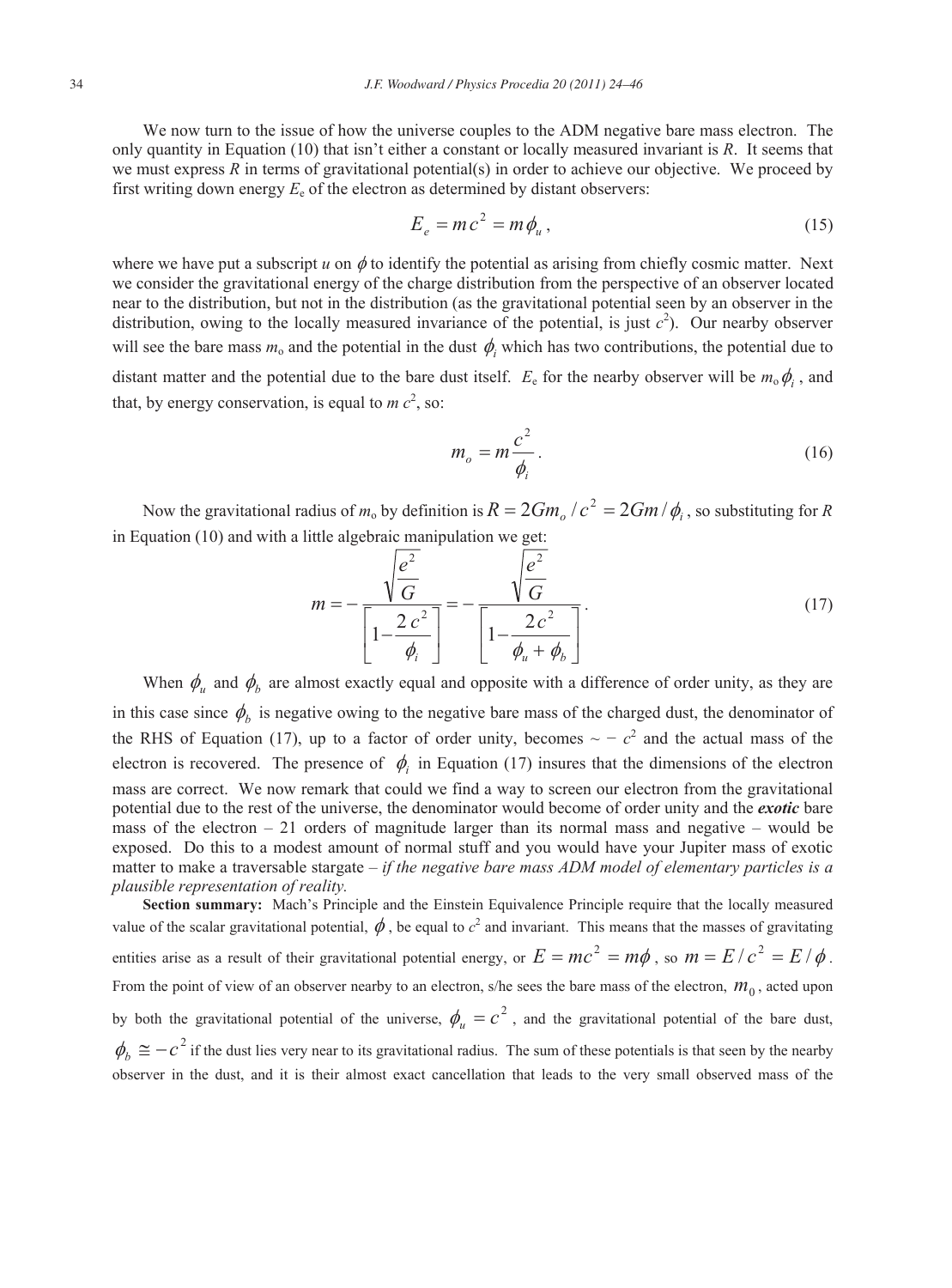We now turn to the issue of how the universe couples to the ADM negative bare mass electron. The only quantity in Equation (10) that isn't either a constant or locally measured invariant is $R$. It seems that we must express $R$ in terms of gravitational potential(s) in order to achieve our objective. We proceed by first writing down energy $E_e$ of the electron as determined by distant observers:

$$E_e = mc^2 = m\phi_u, \tag{15}$$

where we have put a subscript $u$ on $\phi$ to identify the potential as arising from chiefly cosmic matter. Next we consider the gravitational energy of the charge distribution from the perspective of an observer located near to the distribution, but not in the distribution (as the gravitational potential seen by an observer in the distribution, owing to the locally measured invariance of the potential, is just $c^2$). Our nearby observer will see the bare mass $m_o$ and the potential in the dust $\phi_i$ which has two contributions, the potential due to distant matter and the potential due to the bare dust itself. $E_e$ for the nearby observer will be $m_o\phi_i$, and that, by energy conservation, is equal to $m\, c^2$, so:

$$m_o = m\frac{c^2}{\phi_i}. \tag{16}$$

Now the gravitational radius of $m_o$ by definition is $R = 2Gm_o/c^2 = 2Gm/\phi_i$, so substituting for $R$ in Equation (10) and with a little algebraic manipulation we get:

$$m = -\frac{\sqrt{\dfrac{e^2}{G}}}{\left[1-\dfrac{2c^2}{\phi_i}\right]} = -\frac{\sqrt{\dfrac{e^2}{G}}}{\left[1-\dfrac{2c^2}{\phi_u+\phi_b}\right]}. \tag{17}$$

When $\phi_u$ and $\phi_b$ are almost exactly equal and opposite with a difference of order unity, as they are in this case since $\phi_b$ is negative owing to the negative bare mass of the charged dust, the denominator of the RHS of Equation (17), up to a factor of order unity, becomes $\sim -c^2$ and the actual mass of the electron is recovered. The presence of $\phi_i$ in Equation (17) insures that the dimensions of the electron mass are correct. We now remark that could we find a way to screen our electron from the gravitational potential due to the rest of the universe, the denominator would become of order unity and the ***exotic*** bare mass of the electron – 21 orders of magnitude larger than its normal mass and negative – would be exposed. Do this to a modest amount of normal stuff and you would have your Jupiter mass of exotic matter to make a traversable stargate – *if the negative bare mass ADM model of elementary particles is a plausible representation of reality.*

**Section summary:** Mach's Principle and the Einstein Equivalence Principle require that the locally measured value of the scalar gravitational potential, $\phi$, be equal to $c^2$ and invariant. This means that the masses of gravitating entities arise as a result of their gravitational potential energy, or $E = mc^2 = m\phi$, so $m = E/c^2 = E/\phi$. From the point of view of an observer nearby to an electron, s/he sees the bare mass of the electron, $m_0$, acted upon by both the gravitational potential of the universe, $\phi_u = c^2$, and the gravitational potential of the bare dust, $\phi_b \cong -c^2$ if the dust lies very near to its gravitational radius. The sum of these potentials is that seen by the nearby observer in the dust, and it is their almost exact cancellation that leads to the very small observed mass of the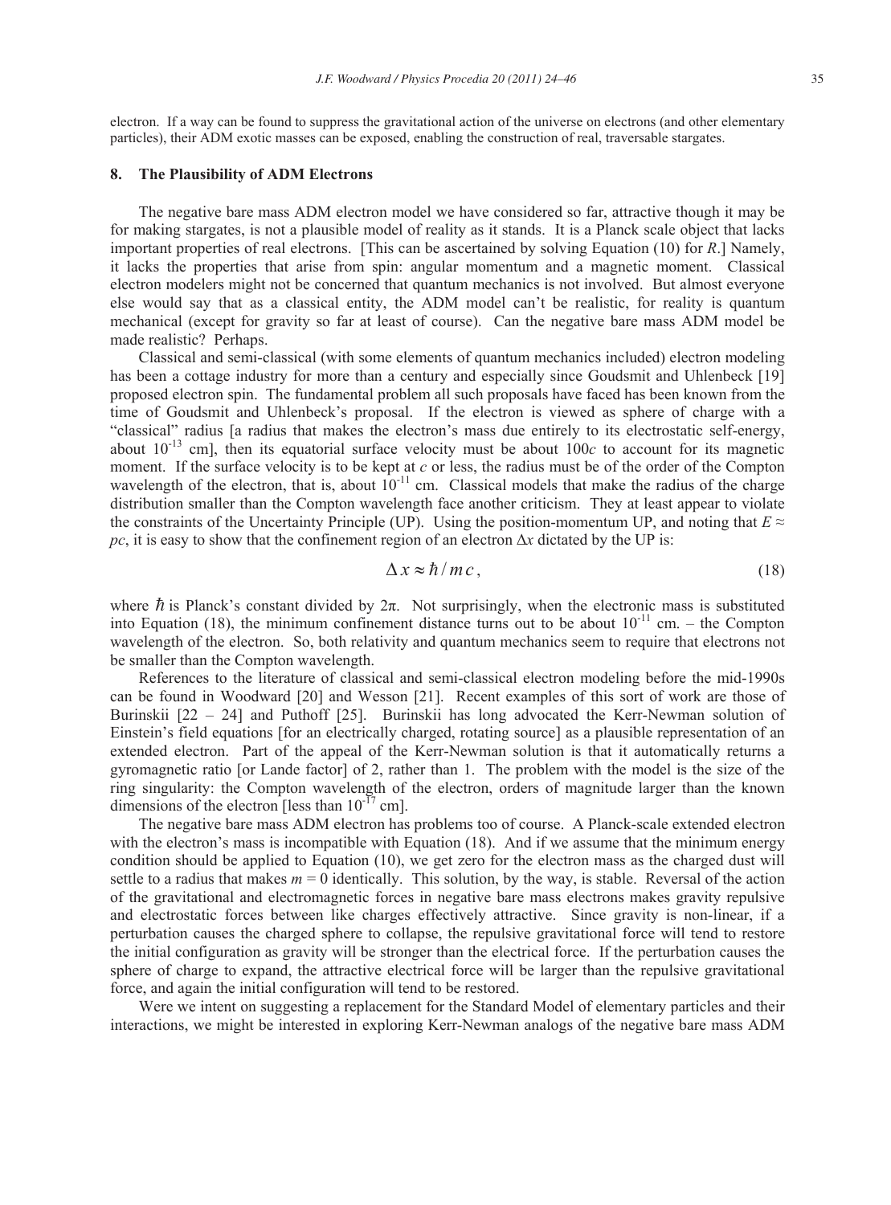electron. If a way can be found to suppress the gravitational action of the universe on electrons (and other elementary particles), their ADM exotic masses can be exposed, enabling the construction of real, traversable stargates.

## 8. The Plausibility of ADM Electrons

The negative bare mass ADM electron model we have considered so far, attractive though it may be for making stargates, is not a plausible model of reality as it stands. It is a Planck scale object that lacks important properties of real electrons. [This can be ascertained by solving Equation (10) for $R$.] Namely, it lacks the properties that arise from spin: angular momentum and a magnetic moment. Classical electron modelers might not be concerned that quantum mechanics is not involved. But almost everyone else would say that as a classical entity, the ADM model can't be realistic, for reality is quantum mechanical (except for gravity so far at least of course). Can the negative bare mass ADM model be made realistic? Perhaps.

Classical and semi-classical (with some elements of quantum mechanics included) electron modeling has been a cottage industry for more than a century and especially since Goudsmit and Uhlenbeck [19] proposed electron spin. The fundamental problem all such proposals have faced has been known from the time of Goudsmit and Uhlenbeck's proposal. If the electron is viewed as sphere of charge with a "classical" radius [a radius that makes the electron's mass due entirely to its electrostatic self-energy, about $10^{-13}$ cm], then its equatorial surface velocity must be about $100c$ to account for its magnetic moment. If the surface velocity is to be kept at $c$ or less, the radius must be of the order of the Compton wavelength of the electron, that is, about $10^{-11}$ cm. Classical models that make the radius of the charge distribution smaller than the Compton wavelength face another criticism. They at least appear to violate the constraints of the Uncertainty Principle (UP). Using the position-momentum UP, and noting that $E \approx pc$, it is easy to show that the confinement region of an electron $\Delta x$ dictated by the UP is:

$$\Delta x \approx \hbar / mc, \tag{18}$$

where $\hbar$ is Planck's constant divided by $2\pi$. Not surprisingly, when the electronic mass is substituted into Equation (18), the minimum confinement distance turns out to be about $10^{-11}$ cm. – the Compton wavelength of the electron. So, both relativity and quantum mechanics seem to require that electrons not be smaller than the Compton wavelength.

References to the literature of classical and semi-classical electron modeling before the mid-1990s can be found in Woodward [20] and Wesson [21]. Recent examples of this sort of work are those of Burinskii [22 – 24] and Puthoff [25]. Burinskii has long advocated the Kerr-Newman solution of Einstein's field equations [for an electrically charged, rotating source] as a plausible representation of an extended electron. Part of the appeal of the Kerr-Newman solution is that it automatically returns a gyromagnetic ratio [or Lande factor] of 2, rather than 1. The problem with the model is the size of the ring singularity: the Compton wavelength of the electron, orders of magnitude larger than the known dimensions of the electron [less than $10^{-17}$ cm].

The negative bare mass ADM electron has problems too of course. A Planck-scale extended electron with the electron's mass is incompatible with Equation (18). And if we assume that the minimum energy condition should be applied to Equation (10), we get zero for the electron mass as the charged dust will settle to a radius that makes $m = 0$ identically. This solution, by the way, is stable. Reversal of the action of the gravitational and electromagnetic forces in negative bare mass electrons makes gravity repulsive and electrostatic forces between like charges effectively attractive. Since gravity is non-linear, if a perturbation causes the charged sphere to collapse, the repulsive gravitational force will tend to restore the initial configuration as gravity will be stronger than the electrical force. If the perturbation causes the sphere of charge to expand, the attractive electrical force will be larger than the repulsive gravitational force, and again the initial configuration will tend to be restored.

Were we intent on suggesting a replacement for the Standard Model of elementary particles and their interactions, we might be interested in exploring Kerr-Newman analogs of the negative bare mass ADM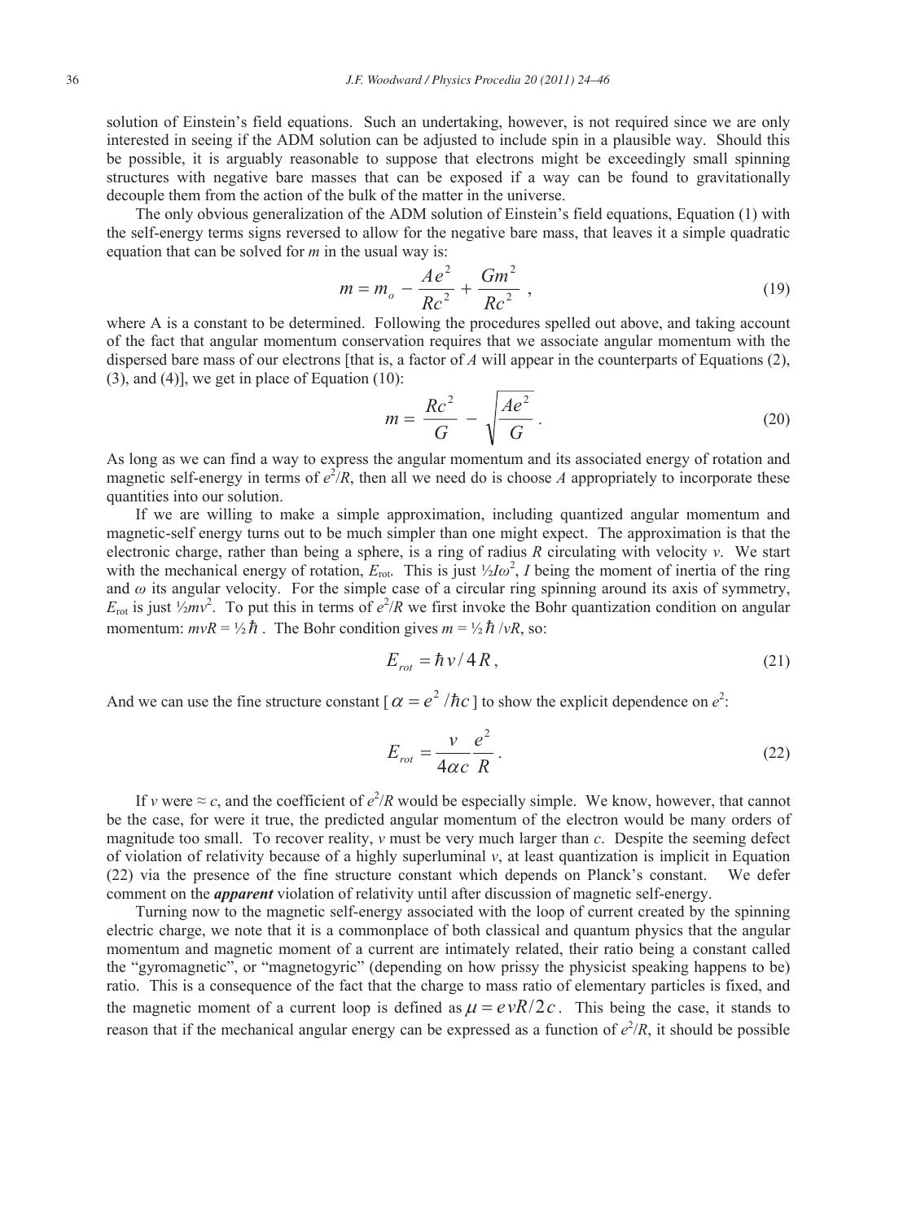solution of Einstein's field equations. Such an undertaking, however, is not required since we are only interested in seeing if the ADM solution can be adjusted to include spin in a plausible way. Should this be possible, it is arguably reasonable to suppose that electrons might be exceedingly small spinning structures with negative bare masses that can be exposed if a way can be found to gravitationally decouple them from the action of the bulk of the matter in the universe.

The only obvious generalization of the ADM solution of Einstein's field equations, Equation (1) with the self-energy terms signs reversed to allow for the negative bare mass, that leaves it a simple quadratic equation that can be solved for $m$ in the usual way is:

$$m = m_o - \frac{Ae^2}{Rc^2} + \frac{Gm^2}{Rc^2} \ , \tag{19}$$

where A is a constant to be determined. Following the procedures spelled out above, and taking account of the fact that angular momentum conservation requires that we associate angular momentum with the dispersed bare mass of our electrons [that is, a factor of $A$ will appear in the counterparts of Equations (2), (3), and (4)], we get in place of Equation (10):

$$m = \frac{Rc^2}{G} - \sqrt{\frac{Ae^2}{G}} \ . \tag{20}$$

As long as we can find a way to express the angular momentum and its associated energy of rotation and magnetic self-energy in terms of $e^2/R$, then all we need do is choose $A$ appropriately to incorporate these quantities into our solution.

If we are willing to make a simple approximation, including quantized angular momentum and magnetic-self energy turns out to be much simpler than one might expect. The approximation is that the electronic charge, rather than being a sphere, is a ring of radius $R$ circulating with velocity $v$. We start with the mechanical energy of rotation, $E_{\text{rot}}$. This is just $\frac{1}{2}I\omega^2$, $I$ being the moment of inertia of the ring and $\omega$ its angular velocity. For the simple case of a circular ring spinning around its axis of symmetry, $E_{\text{rot}}$ is just $\frac{1}{2}mv^2$. To put this in terms of $e^2/R$ we first invoke the Bohr quantization condition on angular momentum: $mvR = \frac{1}{2}\hbar$. The Bohr condition gives $m = \frac{1}{2}\hbar/vR$, so:

$$E_{rot} = \hbar v / 4R \, , \tag{21}$$

And we can use the fine structure constant [$\alpha = e^2/\hbar c$] to show the explicit dependence on $e^2$:

$$E_{rot} = \frac{v}{4\alpha c} \frac{e^2}{R} \, . \tag{22}$$

If $v$ were $\approx c$, and the coefficient of $e^2/R$ would be especially simple. We know, however, that cannot be the case, for were it true, the predicted angular momentum of the electron would be many orders of magnitude too small. To recover reality, $v$ must be very much larger than $c$. Despite the seeming defect of violation of relativity because of a highly superluminal $v$, at least quantization is implicit in Equation (22) via the presence of the fine structure constant which depends on Planck's constant. We defer comment on the ***apparent*** violation of relativity until after discussion of magnetic self-energy.

Turning now to the magnetic self-energy associated with the loop of current created by the spinning electric charge, we note that it is a commonplace of both classical and quantum physics that the angular momentum and magnetic moment of a current are intimately related, their ratio being a constant called the "gyromagnetic", or "magnetogyric" (depending on how prissy the physicist speaking happens to be) ratio. This is a consequence of the fact that the charge to mass ratio of elementary particles is fixed, and the magnetic moment of a current loop is defined as $\mu = evR/2c$. This being the case, it stands to reason that if the mechanical angular energy can be expressed as a function of $e^2/R$, it should be possible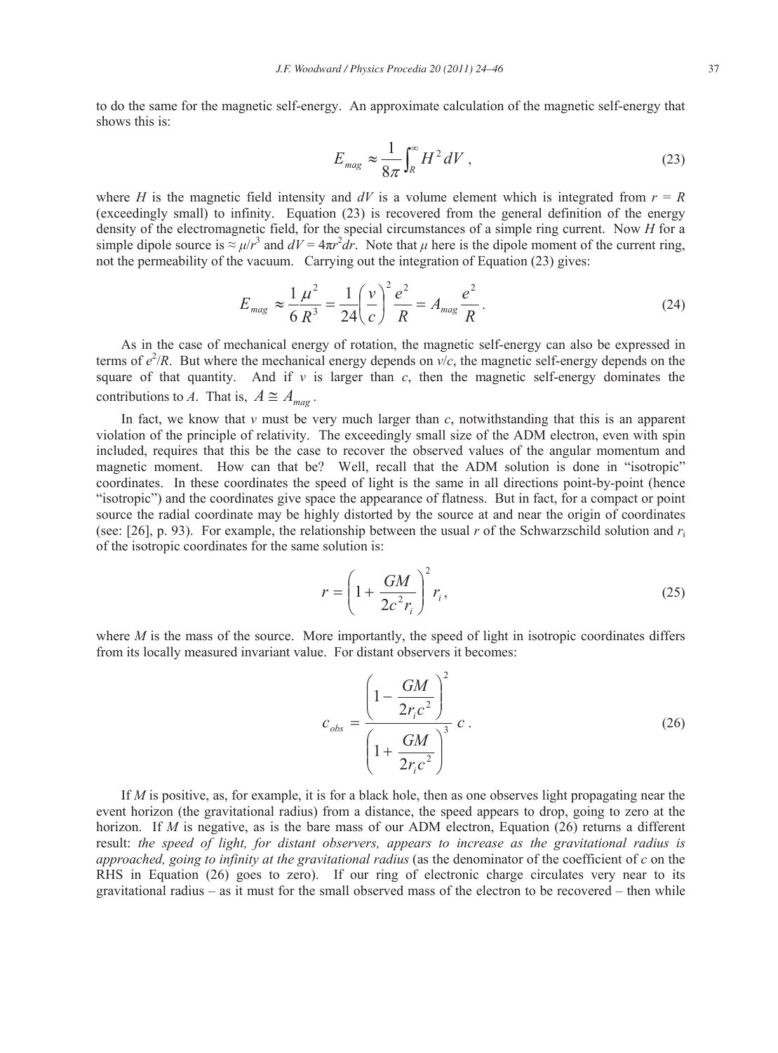to do the same for the magnetic self-energy. An approximate calculation of the magnetic self-energy that shows this is:

$$E_{mag} \approx \frac{1}{8\pi}\int_R^\infty H^2 dV \,, \tag{23}$$

where $H$ is the magnetic field intensity and $dV$ is a volume element which is integrated from $r = R$ (exceedingly small) to infinity. Equation (23) is recovered from the general definition of the energy density of the electromagnetic field, for the special circumstances of a simple ring current. Now $H$ for a simple dipole source is $\approx \mu/r^3$ and $dV = 4\pi r^2 dr$. Note that $\mu$ here is the dipole moment of the current ring, not the permeability of the vacuum. Carrying out the integration of Equation (23) gives:

$$E_{mag} \approx \frac{1}{6}\frac{\mu^2}{R^3} = \frac{1}{24}\left(\frac{v}{c}\right)^2 \frac{e^2}{R} = A_{mag}\frac{e^2}{R} \,. \tag{24}$$

As in the case of mechanical energy of rotation, the magnetic self-energy can also be expressed in terms of $e^2/R$. But where the mechanical energy depends on $v/c$, the magnetic self-energy depends on the square of that quantity. And if $v$ is larger than $c$, then the magnetic self-energy dominates the contributions to $A$. That is, $A \cong A_{mag}$.

In fact, we know that $v$ must be very much larger than $c$, notwithstanding that this is an apparent violation of the principle of relativity. The exceedingly small size of the ADM electron, even with spin included, requires that this be the case to recover the observed values of the angular momentum and magnetic moment. How can that be? Well, recall that the ADM solution is done in "isotropic" coordinates. In these coordinates the speed of light is the same in all directions point-by-point (hence "isotropic") and the coordinates give space the appearance of flatness. But in fact, for a compact or point source the radial coordinate may be highly distorted by the source at and near the origin of coordinates (see: [26], p. 93). For example, the relationship between the usual $r$ of the Schwarzschild solution and $r_i$ of the isotropic coordinates for the same solution is:

$$r = \left(1 + \frac{GM}{2c^2 r_i}\right)^2 r_i \,, \tag{25}$$

where $M$ is the mass of the source. More importantly, the speed of light in isotropic coordinates differs from its locally measured invariant value. For distant observers it becomes:

$$c_{obs} = \frac{\left(1 - \dfrac{GM}{2r_i c^2}\right)^2}{\left(1 + \dfrac{GM}{2r_i c^2}\right)^3}\, c \,. \tag{26}$$

If $M$ is positive, as, for example, it is for a black hole, then as one observes light propagating near the event horizon (the gravitational radius) from a distance, the speed appears to drop, going to zero at the horizon. If $M$ is negative, as is the bare mass of our ADM electron, Equation (26) returns a different result: *the speed of light, for distant observers, appears to increase as the gravitational radius is approached, going to infinity at the gravitational radius* (as the denominator of the coefficient of $c$ on the RHS in Equation (26) goes to zero). If our ring of electronic charge circulates very near to its gravitational radius – as it must for the small observed mass of the electron to be recovered – then while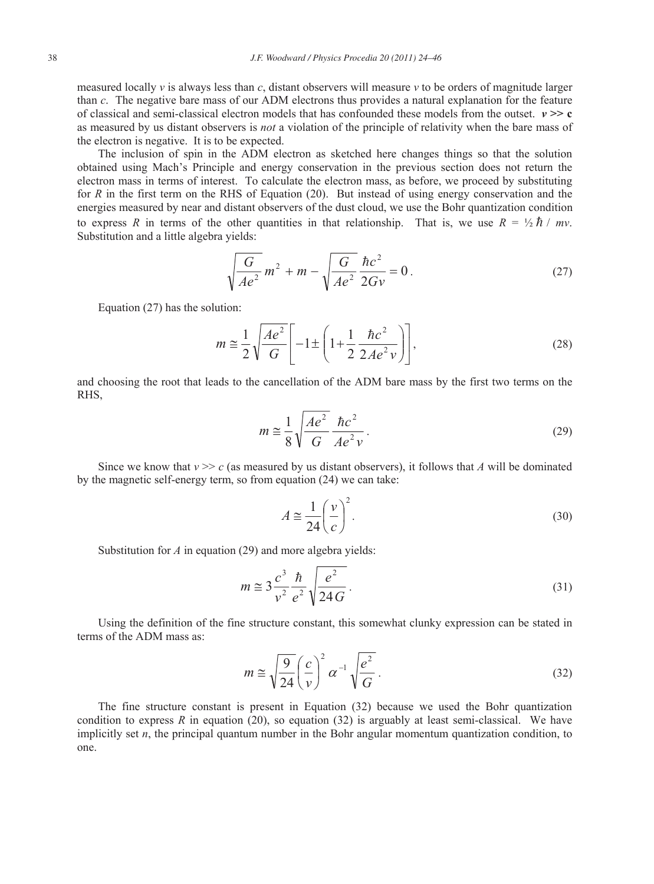measured locally $v$ is always less than $c$, distant observers will measure $v$ to be orders of magnitude larger than $c$. The negative bare mass of our ADM electrons thus provides a natural explanation for the feature of classical and semi-classical electron models that has confounded these models from the outset. $\boldsymbol{v >> c}$ as measured by us distant observers is *not* a violation of the principle of relativity when the bare mass of the electron is negative. It is to be expected.

The inclusion of spin in the ADM electron as sketched here changes things so that the solution obtained using Mach's Principle and energy conservation in the previous section does not return the electron mass in terms of interest. To calculate the electron mass, as before, we proceed by substituting for $R$ in the first term on the RHS of Equation (20). But instead of using energy conservation and the energies measured by near and distant observers of the dust cloud, we use the Bohr quantization condition to express $R$ in terms of the other quantities in that relationship. That is, we use $R = \frac{1}{2}\hbar / mv$. Substitution and a little algebra yields:

$$\sqrt{\frac{G}{Ae^2}}\, m^2 + m - \sqrt{\frac{G}{Ae^2}}\,\frac{\hbar c^2}{2Gv} = 0\,. \tag{27}$$

Equation (27) has the solution:

$$m \cong \frac{1}{2}\sqrt{\frac{Ae^2}{G}}\left[-1 \pm \left(1 + \frac{1}{2}\,\frac{\hbar c^2}{2Ae^2 v}\right)\right], \tag{28}$$

and choosing the root that leads to the cancellation of the ADM bare mass by the first two terms on the RHS,

$$m \cong \frac{1}{8}\sqrt{\frac{Ae^2}{G}}\,\frac{\hbar c^2}{Ae^2 v}\,. \tag{29}$$

Since we know that $v >> c$ (as measured by us distant observers), it follows that $A$ will be dominated by the magnetic self-energy term, so from equation (24) we can take:

$$A \cong \frac{1}{24}\left(\frac{v}{c}\right)^2. \tag{30}$$

Substitution for $A$ in equation (29) and more algebra yields:

$$m \cong 3\frac{c^3}{v^2}\,\frac{\hbar}{e^2}\sqrt{\frac{e^2}{24G}}\,. \tag{31}$$

Using the definition of the fine structure constant, this somewhat clunky expression can be stated in terms of the ADM mass as:

$$m \cong \sqrt{\frac{9}{24}}\left(\frac{c}{v}\right)^2 \alpha^{-1}\sqrt{\frac{e^2}{G}}\,. \tag{32}$$

The fine structure constant is present in Equation (32) because we used the Bohr quantization condition to express $R$ in equation (20), so equation (32) is arguably at least semi-classical. We have implicitly set $n$, the principal quantum number in the Bohr angular momentum quantization condition, to one.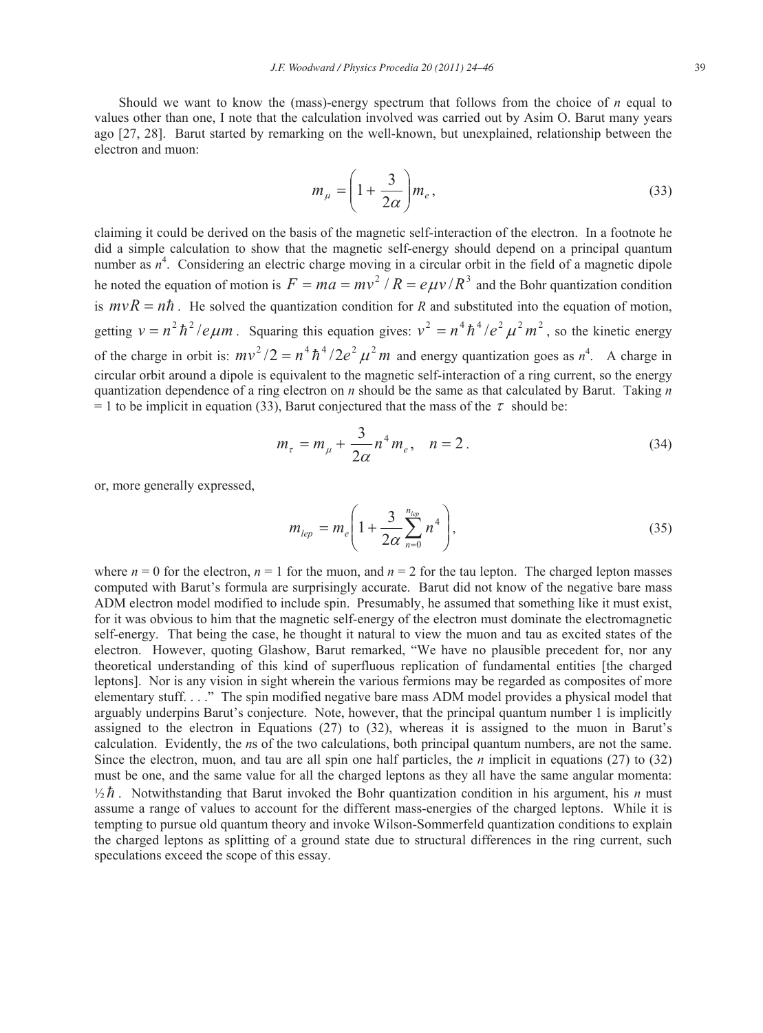Should we want to know the (mass)-energy spectrum that follows from the choice of $n$ equal to values other than one, I note that the calculation involved was carried out by Asim O. Barut many years ago [27, 28]. Barut started by remarking on the well-known, but unexplained, relationship between the electron and muon:

$$m_{\mu} = \left(1 + \frac{3}{2\alpha}\right) m_e , \tag{33}$$

claiming it could be derived on the basis of the magnetic self-interaction of the electron. In a footnote he did a simple calculation to show that the magnetic self-energy should depend on a principal quantum number as $n^4$. Considering an electric charge moving in a circular orbit in the field of a magnetic dipole he noted the equation of motion is $F = ma = mv^2/R = e\mu v/R^3$ and the Bohr quantization condition is $mvR = n\hbar$. He solved the quantization condition for $R$ and substituted into the equation of motion, getting $v = n^2\hbar^2/e\mu m$. Squaring this equation gives: $v^2 = n^4\hbar^4/e^2\mu^2 m^2$, so the kinetic energy of the charge in orbit is: $mv^2/2 = n^4\hbar^4/2e^2\mu^2 m$ and energy quantization goes as $n^4$. A charge in circular orbit around a dipole is equivalent to the magnetic self-interaction of a ring current, so the energy quantization dependence of a ring electron on $n$ should be the same as that calculated by Barut. Taking $n = 1$ to be implicit in equation (33), Barut conjectured that the mass of the $\tau$ should be:

$$m_{\tau} = m_{\mu} + \frac{3}{2\alpha} n^4 m_e, \quad n = 2 . \tag{34}$$

or, more generally expressed,

$$m_{lep} = m_e\left(1 + \frac{3}{2\alpha}\sum_{n=0}^{n_{lep}} n^4\right), \tag{35}$$

where $n = 0$ for the electron, $n = 1$ for the muon, and $n = 2$ for the tau lepton. The charged lepton masses computed with Barut's formula are surprisingly accurate. Barut did not know of the negative bare mass ADM electron model modified to include spin. Presumably, he assumed that something like it must exist, for it was obvious to him that the magnetic self-energy of the electron must dominate the electromagnetic self-energy. That being the case, he thought it natural to view the muon and tau as excited states of the electron. However, quoting Glashow, Barut remarked, "We have no plausible precedent for, nor any theoretical understanding of this kind of superfluous replication of fundamental entities [the charged leptons]. Nor is any vision in sight wherein the various fermions may be regarded as composites of more elementary stuff. . . ." The spin modified negative bare mass ADM model provides a physical model that arguably underpins Barut's conjecture. Note, however, that the principal quantum number 1 is implicitly assigned to the electron in Equations (27) to (32), whereas it is assigned to the muon in Barut's calculation. Evidently, the $n$s of the two calculations, both principal quantum numbers, are not the same. Since the electron, muon, and tau are all spin one half particles, the $n$ implicit in equations (27) to (32) must be one, and the same value for all the charged leptons as they all have the same angular momenta: $\frac{1}{2}\hbar$. Notwithstanding that Barut invoked the Bohr quantization condition in his argument, his $n$ must assume a range of values to account for the different mass-energies of the charged leptons. While it is tempting to pursue old quantum theory and invoke Wilson-Sommerfeld quantization conditions to explain the charged leptons as splitting of a ground state due to structural differences in the ring current, such speculations exceed the scope of this essay.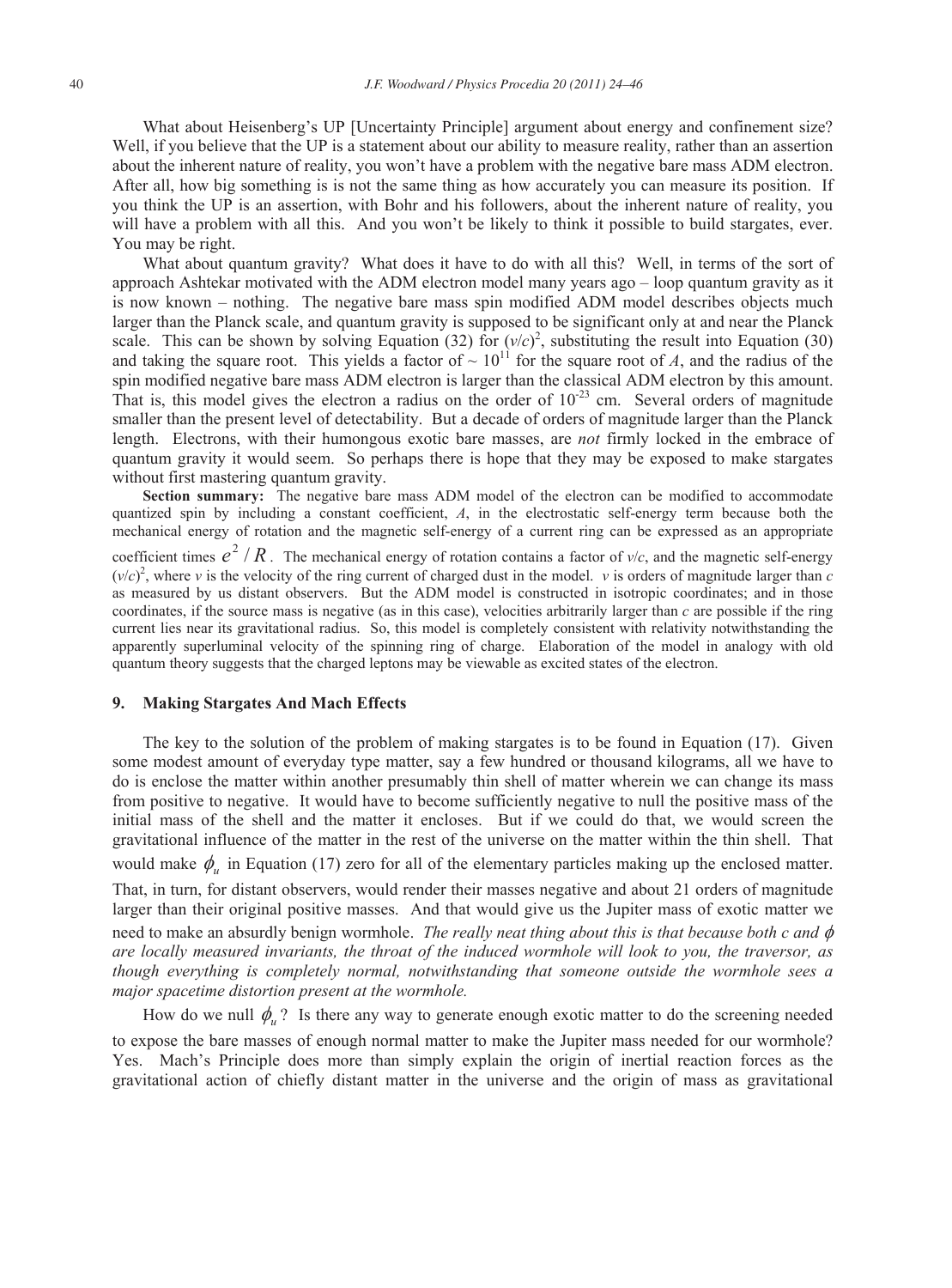What about Heisenberg's UP [Uncertainty Principle] argument about energy and confinement size? Well, if you believe that the UP is a statement about our ability to measure reality, rather than an assertion about the inherent nature of reality, you won't have a problem with the negative bare mass ADM electron. After all, how big something is is not the same thing as how accurately you can measure its position. If you think the UP is an assertion, with Bohr and his followers, about the inherent nature of reality, you will have a problem with all this. And you won't be likely to think it possible to build stargates, ever. You may be right.

What about quantum gravity? What does it have to do with all this? Well, in terms of the sort of approach Ashtekar motivated with the ADM electron model many years ago – loop quantum gravity as it is now known – nothing. The negative bare mass spin modified ADM model describes objects much larger than the Planck scale, and quantum gravity is supposed to be significant only at and near the Planck scale. This can be shown by solving Equation (32) for $(v/c)^2$, substituting the result into Equation (30) and taking the square root. This yields a factor of $\sim 10^{11}$ for the square root of $A$, and the radius of the spin modified negative bare mass ADM electron is larger than the classical ADM electron by this amount. That is, this model gives the electron a radius on the order of $10^{-23}$ cm. Several orders of magnitude smaller than the present level of detectability. But a decade of orders of magnitude larger than the Planck length. Electrons, with their humongous exotic bare masses, are *not* firmly locked in the embrace of quantum gravity it would seem. So perhaps there is hope that they may be exposed to make stargates without first mastering quantum gravity.

**Section summary:** The negative bare mass ADM model of the electron can be modified to accommodate quantized spin by including a constant coefficient, $A$, in the electrostatic self-energy term because both the mechanical energy of rotation and the magnetic self-energy of a current ring can be expressed as an appropriate coefficient times $e^2/R$. The mechanical energy of rotation contains a factor of $v/c$, and the magnetic self-energy $(v/c)^2$, where $v$ is the velocity of the ring current of charged dust in the model. $v$ is orders of magnitude larger than $c$ as measured by us distant observers. But the ADM model is constructed in isotropic coordinates; and in those coordinates, if the source mass is negative (as in this case), velocities arbitrarily larger than $c$ are possible if the ring current lies near its gravitational radius. So, this model is completely consistent with relativity notwithstanding the apparently superluminal velocity of the spinning ring of charge. Elaboration of the model in analogy with old quantum theory suggests that the charged leptons may be viewable as excited states of the electron.

## 9. Making Stargates And Mach Effects

The key to the solution of the problem of making stargates is to be found in Equation (17). Given some modest amount of everyday type matter, say a few hundred or thousand kilograms, all we have to do is enclose the matter within another presumably thin shell of matter wherein we can change its mass from positive to negative. It would have to become sufficiently negative to null the positive mass of the initial mass of the shell and the matter it encloses. But if we could do that, we would screen the gravitational influence of the matter in the rest of the universe on the matter within the thin shell. That would make $\phi_u$ in Equation (17) zero for all of the elementary particles making up the enclosed matter. That, in turn, for distant observers, would render their masses negative and about 21 orders of magnitude larger than their original positive masses. And that would give us the Jupiter mass of exotic matter we need to make an absurdly benign wormhole. *The really neat thing about this is that because both c and $\phi$ are locally measured invariants, the throat of the induced wormhole will look to you, the traversor, as though everything is completely normal, notwithstanding that someone outside the wormhole sees a major spacetime distortion present at the wormhole.*

How do we null $\phi_u$? Is there any way to generate enough exotic matter to do the screening needed to expose the bare masses of enough normal matter to make the Jupiter mass needed for our wormhole? Yes. Mach's Principle does more than simply explain the origin of inertial reaction forces as the gravitational action of chiefly distant matter in the universe and the origin of mass as gravitational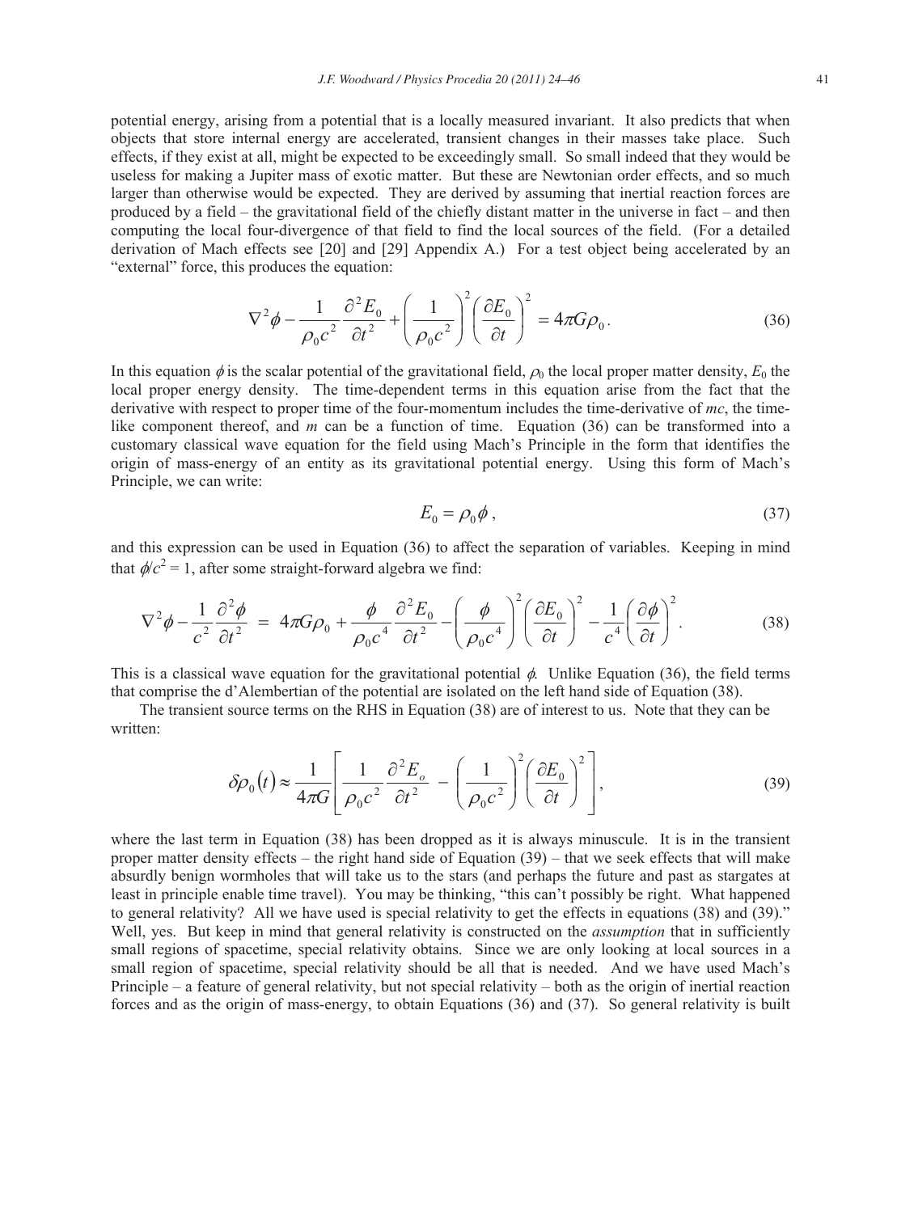potential energy, arising from a potential that is a locally measured invariant. It also predicts that when objects that store internal energy are accelerated, transient changes in their masses take place. Such effects, if they exist at all, might be expected to be exceedingly small. So small indeed that they would be useless for making a Jupiter mass of exotic matter. But these are Newtonian order effects, and so much larger than otherwise would be expected. They are derived by assuming that inertial reaction forces are produced by a field – the gravitational field of the chiefly distant matter in the universe in fact – and then computing the local four-divergence of that field to find the local sources of the field. (For a detailed derivation of Mach effects see [20] and [29] Appendix A.) For a test object being accelerated by an "external" force, this produces the equation:

$$\nabla^2 \phi - \frac{1}{\rho_0 c^2}\frac{\partial^2 E_0}{\partial t^2} + \left(\frac{1}{\rho_0 c^2}\right)^2 \left(\frac{\partial E_0}{\partial t}\right)^2 = 4\pi G \rho_0 . \tag{36}$$

In this equation $\phi$ is the scalar potential of the gravitational field, $\rho_0$ the local proper matter density, $E_0$ the local proper energy density. The time-dependent terms in this equation arise from the fact that the derivative with respect to proper time of the four-momentum includes the time-derivative of $mc$, the time-like component thereof, and $m$ can be a function of time. Equation (36) can be transformed into a customary classical wave equation for the field using Mach's Principle in the form that identifies the origin of mass-energy of an entity as its gravitational potential energy. Using this form of Mach's Principle, we can write:

$$E_0 = \rho_0 \phi , \tag{37}$$

and this expression can be used in Equation (36) to affect the separation of variables. Keeping in mind that $\phi/c^2 = 1$, after some straight-forward algebra we find:

$$\nabla^2 \phi - \frac{1}{c^2}\frac{\partial^2 \phi}{\partial t^2} = 4\pi G \rho_0 + \frac{\phi}{\rho_0 c^4}\frac{\partial^2 E_0}{\partial t^2} - \left(\frac{\phi}{\rho_0 c^4}\right)^2 \left(\frac{\partial E_0}{\partial t}\right)^2 - \frac{1}{c^4}\left(\frac{\partial \phi}{\partial t}\right)^2 . \tag{38}$$

This is a classical wave equation for the gravitational potential $\phi$. Unlike Equation (36), the field terms that comprise the d'Alembertian of the potential are isolated on the left hand side of Equation (38).

The transient source terms on the RHS in Equation (38) are of interest to us. Note that they can be written:

$$\delta\rho_0(t) \approx \frac{1}{4\pi G}\left[\frac{1}{\rho_0 c^2}\frac{\partial^2 E_o}{\partial t^2} - \left(\frac{1}{\rho_0 c^2}\right)^2 \left(\frac{\partial E_0}{\partial t}\right)^2\right], \tag{39}$$

where the last term in Equation (38) has been dropped as it is always minuscule. It is in the transient proper matter density effects – the right hand side of Equation (39) – that we seek effects that will make absurdly benign wormholes that will take us to the stars (and perhaps the future and past as stargates at least in principle enable time travel). You may be thinking, "this can't possibly be right. What happened to general relativity? All we have used is special relativity to get the effects in equations (38) and (39)." Well, yes. But keep in mind that general relativity is constructed on the *assumption* that in sufficiently small regions of spacetime, special relativity obtains. Since we are only looking at local sources in a small region of spacetime, special relativity should be all that is needed. And we have used Mach's Principle – a feature of general relativity, but not special relativity – both as the origin of inertial reaction forces and as the origin of mass-energy, to obtain Equations (36) and (37). So general relativity is built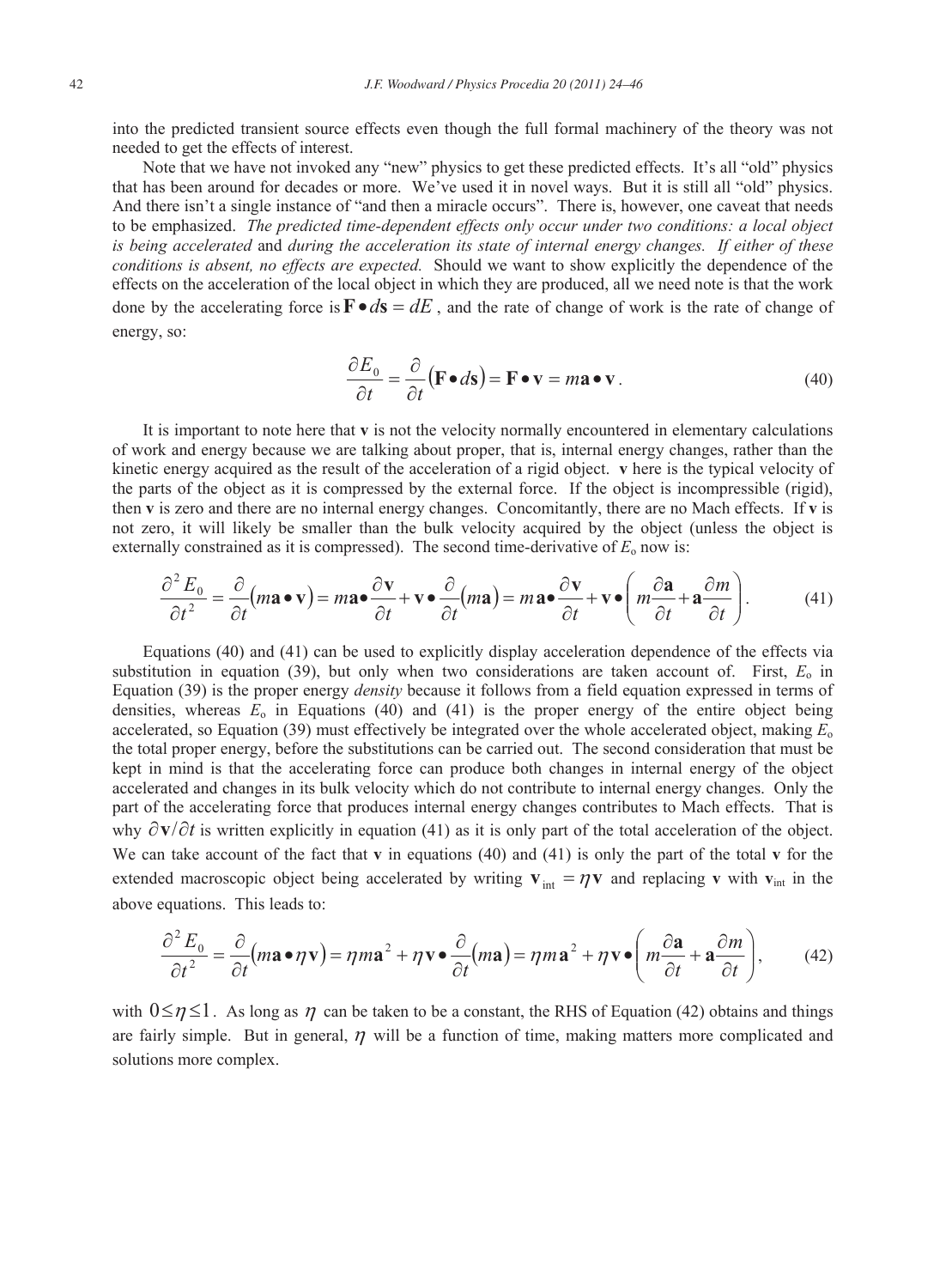into the predicted transient source effects even though the full formal machinery of the theory was not needed to get the effects of interest.

Note that we have not invoked any "new" physics to get these predicted effects. It's all "old" physics that has been around for decades or more. We've used it in novel ways. But it is still all "old" physics. And there isn't a single instance of "and then a miracle occurs". There is, however, one caveat that needs to be emphasized. *The predicted time-dependent effects only occur under two conditions: a local object is being accelerated* and *during the acceleration its state of internal energy changes. If either of these conditions is absent, no effects are expected.* Should we want to show explicitly the dependence of the effects on the acceleration of the local object in which they are produced, all we need note is that the work done by the accelerating force is $\mathbf{F} \bullet d\mathbf{s} = dE$, and the rate of change of work is the rate of change of energy, so:

$$\frac{\partial E_0}{\partial t} = \frac{\partial}{\partial t}(\mathbf{F} \bullet d\mathbf{s}) = \mathbf{F} \bullet \mathbf{v} = m\mathbf{a} \bullet \mathbf{v}. \tag{40}$$

It is important to note here that $\mathbf{v}$ is not the velocity normally encountered in elementary calculations of work and energy because we are talking about proper, that is, internal energy changes, rather than the kinetic energy acquired as the result of the acceleration of a rigid object. $\mathbf{v}$ here is the typical velocity of the parts of the object as it is compressed by the external force. If the object is incompressible (rigid), then $\mathbf{v}$ is zero and there are no internal energy changes. Concomitantly, there are no Mach effects. If $\mathbf{v}$ is not zero, it will likely be smaller than the bulk velocity acquired by the object (unless the object is externally constrained as it is compressed). The second time-derivative of $E_o$ now is:

$$\frac{\partial^2 E_0}{\partial t^2} = \frac{\partial}{\partial t}(m\mathbf{a} \bullet \mathbf{v}) = m\mathbf{a} \bullet \frac{\partial \mathbf{v}}{\partial t} + \mathbf{v} \bullet \frac{\partial}{\partial t}(m\mathbf{a}) = m\mathbf{a} \bullet \frac{\partial \mathbf{v}}{\partial t} + \mathbf{v} \bullet \left( m\frac{\partial \mathbf{a}}{\partial t} + \mathbf{a}\frac{\partial m}{\partial t} \right). \tag{41}$$

Equations (40) and (41) can be used to explicitly display acceleration dependence of the effects via substitution in equation (39), but only when two considerations are taken account of. First, $E_o$ in Equation (39) is the proper energy *density* because it follows from a field equation expressed in terms of densities, whereas $E_o$ in Equations (40) and (41) is the proper energy of the entire object being accelerated, so Equation (39) must effectively be integrated over the whole accelerated object, making $E_o$ the total proper energy, before the substitutions can be carried out. The second consideration that must be kept in mind is that the accelerating force can produce both changes in internal energy of the object accelerated and changes in its bulk velocity which do not contribute to internal energy changes. Only the part of the accelerating force that produces internal energy changes contributes to Mach effects. That is why $\partial \mathbf{v}/\partial t$ is written explicitly in equation (41) as it is only part of the total acceleration of the object. We can take account of the fact that $\mathbf{v}$ in equations (40) and (41) is only the part of the total $\mathbf{v}$ for the extended macroscopic object being accelerated by writing $\mathbf{v}_{\text{int}} = \eta \mathbf{v}$ and replacing $\mathbf{v}$ with $\mathbf{v}_{\text{int}}$ in the above equations. This leads to:

$$\frac{\partial^2 E_0}{\partial t^2} = \frac{\partial}{\partial t}(m\mathbf{a} \bullet \eta \mathbf{v}) = \eta m \mathbf{a}^2 + \eta \mathbf{v} \bullet \frac{\partial}{\partial t}(m\mathbf{a}) = \eta m \mathbf{a}^2 + \eta \mathbf{v} \bullet \left( m\frac{\partial \mathbf{a}}{\partial t} + \mathbf{a}\frac{\partial m}{\partial t} \right), \tag{42}$$

with $0 \leq \eta \leq 1$. As long as $\eta$ can be taken to be a constant, the RHS of Equation (42) obtains and things are fairly simple. But in general, $\eta$ will be a function of time, making matters more complicated and solutions more complex.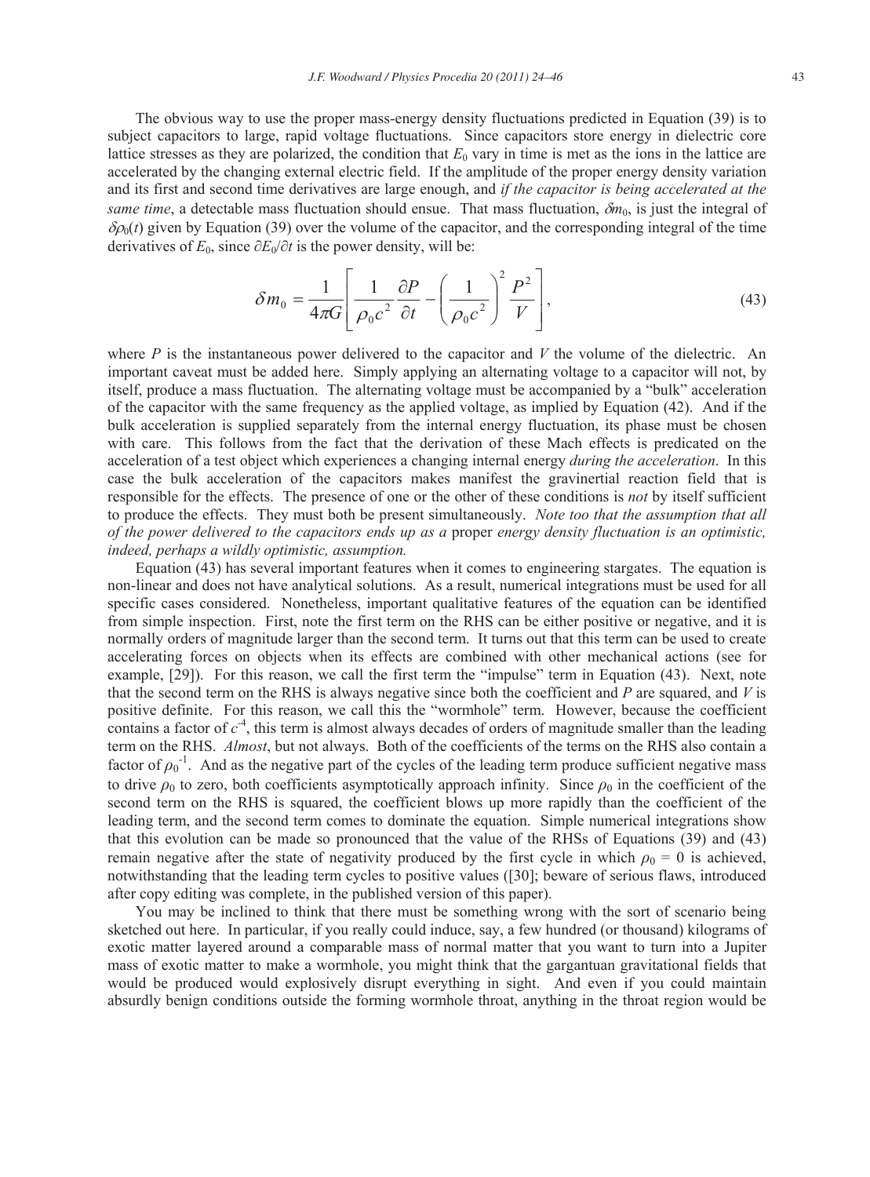The obvious way to use the proper mass-energy density fluctuations predicted in Equation (39) is to subject capacitors to large, rapid voltage fluctuations. Since capacitors store energy in dielectric core lattice stresses as they are polarized, the condition that $E_0$ vary in time is met as the ions in the lattice are accelerated by the changing external electric field. If the amplitude of the proper energy density variation and its first and second time derivatives are large enough, and *if the capacitor is being accelerated at the same time*, a detectable mass fluctuation should ensue. That mass fluctuation, $\delta m_0$, is just the integral of $\delta\rho_0(t)$ given by Equation (39) over the volume of the capacitor, and the corresponding integral of the time derivatives of $E_0$, since $\partial E_0/\partial t$ is the power density, will be:

$$\delta m_0 = \frac{1}{4\pi G}\left[\frac{1}{\rho_0 c^2}\frac{\partial P}{\partial t} - \left(\frac{1}{\rho_0 c^2}\right)^2 \frac{P^2}{V}\right], \tag{43}$$

where $P$ is the instantaneous power delivered to the capacitor and $V$ the volume of the dielectric. An important caveat must be added here. Simply applying an alternating voltage to a capacitor will not, by itself, produce a mass fluctuation. The alternating voltage must be accompanied by a "bulk" acceleration of the capacitor with the same frequency as the applied voltage, as implied by Equation (42). And if the bulk acceleration is supplied separately from the internal energy fluctuation, its phase must be chosen with care. This follows from the fact that the derivation of these Mach effects is predicated on the acceleration of a test object which experiences a changing internal energy *during the acceleration*. In this case the bulk acceleration of the capacitors makes manifest the gravinertial reaction field that is responsible for the effects. The presence of one or the other of these conditions is *not* by itself sufficient to produce the effects. They must both be present simultaneously. *Note too that the assumption that all of the power delivered to the capacitors ends up as a* proper *energy density fluctuation is an optimistic, indeed, perhaps a wildly optimistic, assumption.*

Equation (43) has several important features when it comes to engineering stargates. The equation is non-linear and does not have analytical solutions. As a result, numerical integrations must be used for all specific cases considered. Nonetheless, important qualitative features of the equation can be identified from simple inspection. First, note the first term on the RHS can be either positive or negative, and it is normally orders of magnitude larger than the second term. It turns out that this term can be used to create accelerating forces on objects when its effects are combined with other mechanical actions (see for example, [29]). For this reason, we call the first term the "impulse" term in Equation (43). Next, note that the second term on the RHS is always negative since both the coefficient and $P$ are squared, and $V$ is positive definite. For this reason, we call this the "wormhole" term. However, because the coefficient contains a factor of $c^{-4}$, this term is almost always decades of orders of magnitude smaller than the leading term on the RHS. *Almost*, but not always. Both of the coefficients of the terms on the RHS also contain a factor of $\rho_0^{-1}$. And as the negative part of the cycles of the leading term produce sufficient negative mass to drive $\rho_0$ to zero, both coefficients asymptotically approach infinity. Since $\rho_0$ in the coefficient of the second term on the RHS is squared, the coefficient blows up more rapidly than the coefficient of the leading term, and the second term comes to dominate the equation. Simple numerical integrations show that this evolution can be made so pronounced that the value of the RHSs of Equations (39) and (43) remain negative after the state of negativity produced by the first cycle in which $\rho_0 = 0$ is achieved, notwithstanding that the leading term cycles to positive values ([30]; beware of serious flaws, introduced after copy editing was complete, in the published version of this paper).

You may be inclined to think that there must be something wrong with the sort of scenario being sketched out here. In particular, if you really could induce, say, a few hundred (or thousand) kilograms of exotic matter layered around a comparable mass of normal matter that you want to turn into a Jupiter mass of exotic matter to make a wormhole, you might think that the gargantuan gravitational fields that would be produced would explosively disrupt everything in sight. And even if you could maintain absurdly benign conditions outside the forming wormhole throat, anything in the throat region would be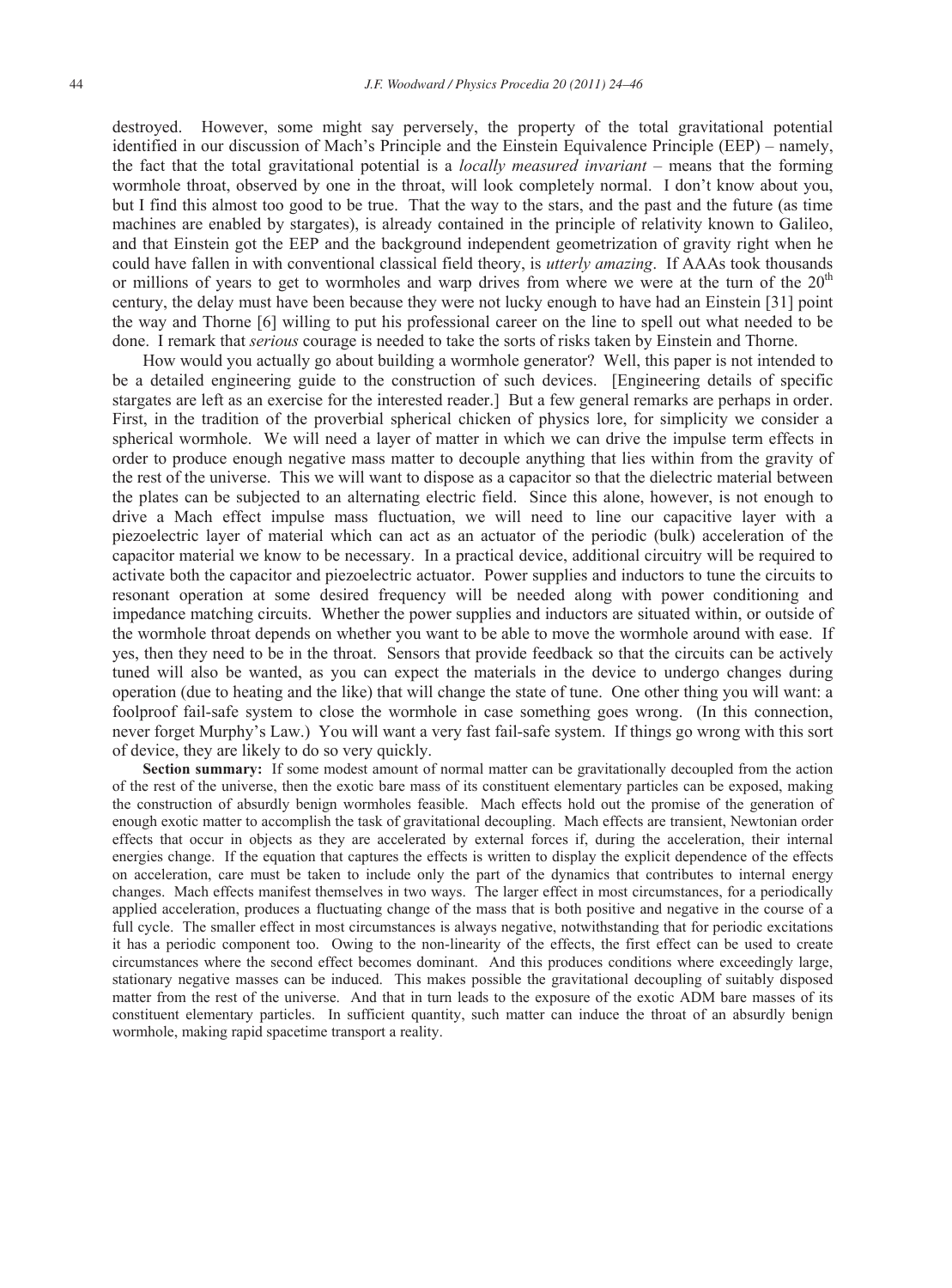destroyed. However, some might say perversely, the property of the total gravitational potential identified in our discussion of Mach's Principle and the Einstein Equivalence Principle (EEP) – namely, the fact that the total gravitational potential is a *locally measured invariant* – means that the forming wormhole throat, observed by one in the throat, will look completely normal. I don't know about you, but I find this almost too good to be true. That the way to the stars, and the past and the future (as time machines are enabled by stargates), is already contained in the principle of relativity known to Galileo, and that Einstein got the EEP and the background independent geometrization of gravity right when he could have fallen in with conventional classical field theory, is *utterly amazing*. If AAAs took thousands or millions of years to get to wormholes and warp drives from where we were at the turn of the $20^{th}$ century, the delay must have been because they were not lucky enough to have had an Einstein [31] point the way and Thorne [6] willing to put his professional career on the line to spell out what needed to be done. I remark that *serious* courage is needed to take the sorts of risks taken by Einstein and Thorne.

How would you actually go about building a wormhole generator? Well, this paper is not intended to be a detailed engineering guide to the construction of such devices. [Engineering details of specific stargates are left as an exercise for the interested reader.] But a few general remarks are perhaps in order. First, in the tradition of the proverbial spherical chicken of physics lore, for simplicity we consider a spherical wormhole. We will need a layer of matter in which we can drive the impulse term effects in order to produce enough negative mass matter to decouple anything that lies within from the gravity of the rest of the universe. This we will want to dispose as a capacitor so that the dielectric material between the plates can be subjected to an alternating electric field. Since this alone, however, is not enough to drive a Mach effect impulse mass fluctuation, we will need to line our capacitive layer with a piezoelectric layer of material which can act as an actuator of the periodic (bulk) acceleration of the capacitor material we know to be necessary. In a practical device, additional circuitry will be required to activate both the capacitor and piezoelectric actuator. Power supplies and inductors to tune the circuits to resonant operation at some desired frequency will be needed along with power conditioning and impedance matching circuits. Whether the power supplies and inductors are situated within, or outside of the wormhole throat depends on whether you want to be able to move the wormhole around with ease. If yes, then they need to be in the throat. Sensors that provide feedback so that the circuits can be actively tuned will also be wanted, as you can expect the materials in the device to undergo changes during operation (due to heating and the like) that will change the state of tune. One other thing you will want: a foolproof fail-safe system to close the wormhole in case something goes wrong. (In this connection, never forget Murphy's Law.) You will want a very fast fail-safe system. If things go wrong with this sort of device, they are likely to do so very quickly.

**Section summary:** If some modest amount of normal matter can be gravitationally decoupled from the action of the rest of the universe, then the exotic bare mass of its constituent elementary particles can be exposed, making the construction of absurdly benign wormholes feasible. Mach effects hold out the promise of the generation of enough exotic matter to accomplish the task of gravitational decoupling. Mach effects are transient, Newtonian order effects that occur in objects as they are accelerated by external forces if, during the acceleration, their internal energies change. If the equation that captures the effects is written to display the explicit dependence of the effects on acceleration, care must be taken to include only the part of the dynamics that contributes to internal energy changes. Mach effects manifest themselves in two ways. The larger effect in most circumstances, for a periodically applied acceleration, produces a fluctuating change of the mass that is both positive and negative in the course of a full cycle. The smaller effect in most circumstances is always negative, notwithstanding that for periodic excitations it has a periodic component too. Owing to the non-linearity of the effects, the first effect can be used to create circumstances where the second effect becomes dominant. And this produces conditions where exceedingly large, stationary negative masses can be induced. This makes possible the gravitational decoupling of suitably disposed matter from the rest of the universe. And that in turn leads to the exposure of the exotic ADM bare masses of its constituent elementary particles. In sufficient quantity, such matter can induce the throat of an absurdly benign wormhole, making rapid spacetime transport a reality.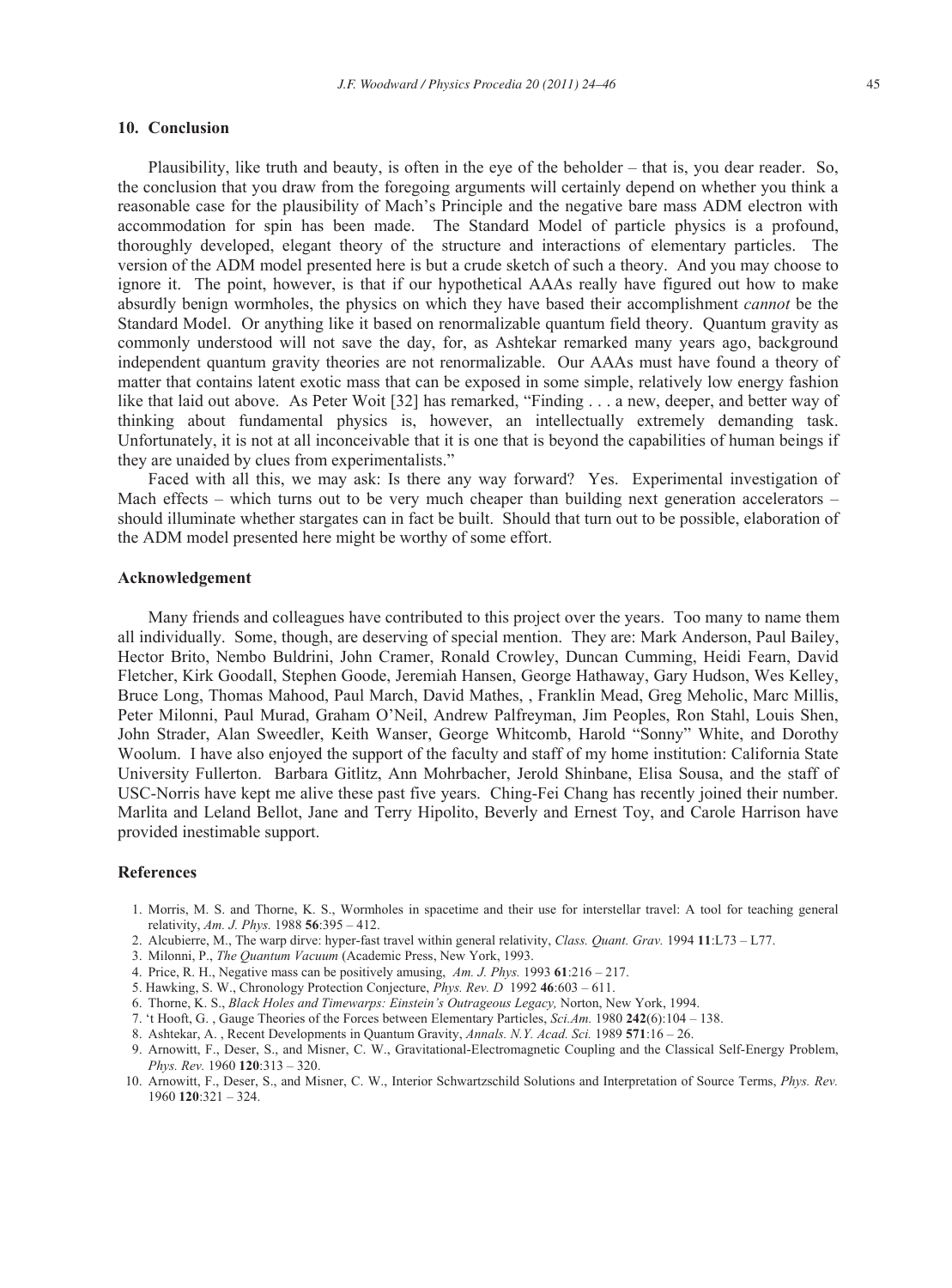## 10. Conclusion

Plausibility, like truth and beauty, is often in the eye of the beholder – that is, you dear reader. So, the conclusion that you draw from the foregoing arguments will certainly depend on whether you think a reasonable case for the plausibility of Mach's Principle and the negative bare mass ADM electron with accommodation for spin has been made. The Standard Model of particle physics is a profound, thoroughly developed, elegant theory of the structure and interactions of elementary particles. The version of the ADM model presented here is but a crude sketch of such a theory. And you may choose to ignore it. The point, however, is that if our hypothetical AAAs really have figured out how to make absurdly benign wormholes, the physics on which they have based their accomplishment *cannot* be the Standard Model. Or anything like it based on renormalizable quantum field theory. Quantum gravity as commonly understood will not save the day, for, as Ashtekar remarked many years ago, background independent quantum gravity theories are not renormalizable. Our AAAs must have found a theory of matter that contains latent exotic mass that can be exposed in some simple, relatively low energy fashion like that laid out above. As Peter Woit [32] has remarked, "Finding . . . a new, deeper, and better way of thinking about fundamental physics is, however, an intellectually extremely demanding task. Unfortunately, it is not at all inconceivable that it is one that is beyond the capabilities of human beings if they are unaided by clues from experimentalists."

Faced with all this, we may ask: Is there any way forward? Yes. Experimental investigation of Mach effects – which turns out to be very much cheaper than building next generation accelerators – should illuminate whether stargates can in fact be built. Should that turn out to be possible, elaboration of the ADM model presented here might be worthy of some effort.

## Acknowledgement

Many friends and colleagues have contributed to this project over the years. Too many to name them all individually. Some, though, are deserving of special mention. They are: Mark Anderson, Paul Bailey, Hector Brito, Nembo Buldrini, John Cramer, Ronald Crowley, Duncan Cumming, Heidi Fearn, David Fletcher, Kirk Goodall, Stephen Goode, Jeremiah Hansen, George Hathaway, Gary Hudson, Wes Kelley, Bruce Long, Thomas Mahood, Paul March, David Mathes, , Franklin Mead, Greg Meholic, Marc Millis, Peter Milonni, Paul Murad, Graham O'Neil, Andrew Palfreyman, Jim Peoples, Ron Stahl, Louis Shen, John Strader, Alan Sweedler, Keith Wanser, George Whitcomb, Harold "Sonny" White, and Dorothy Woolum. I have also enjoyed the support of the faculty and staff of my home institution: California State University Fullerton. Barbara Gitlitz, Ann Mohrbacher, Jerold Shinbane, Elisa Sousa, and the staff of USC-Norris have kept me alive these past five years. Ching-Fei Chang has recently joined their number. Marlita and Leland Bellot, Jane and Terry Hipolito, Beverly and Ernest Toy, and Carole Harrison have provided inestimable support.

## References

1. Morris, M. S. and Thorne, K. S., Wormholes in spacetime and their use for interstellar travel: A tool for teaching general relativity, *Am. J. Phys.* 1988 **56**:395 – 412.
2. Alcubierre, M., The warp dirve: hyper-fast travel within general relativity, *Class. Quant. Grav.* 1994 **11**:L73 – L77.
3. Milonni, P., *The Quantum Vacuum* (Academic Press, New York, 1993.
4. Price, R. H., Negative mass can be positively amusing, *Am. J. Phys.* 1993 **61**:216 – 217.
5. Hawking, S. W., Chronology Protection Conjecture, *Phys. Rev. D* 1992 **46**:603 – 611.
6. Thorne, K. S., *Black Holes and Timewarps: Einstein's Outrageous Legacy,* Norton, New York, 1994.
7. 't Hooft, G. , Gauge Theories of the Forces between Elementary Particles, *Sci.Am.* 1980 **242**(6):104 – 138.
8. Ashtekar, A. , Recent Developments in Quantum Gravity, *Annals. N.Y. Acad. Sci.* 1989 **571**:16 – 26.
9. Arnowitt, F., Deser, S., and Misner, C. W., Gravitational-Electromagnetic Coupling and the Classical Self-Energy Problem, *Phys. Rev.* 1960 **120**:313 – 320.
10. Arnowitt, F., Deser, S., and Misner, C. W., Interior Schwartzschild Solutions and Interpretation of Source Terms, *Phys. Rev.* 1960 **120**:321 – 324.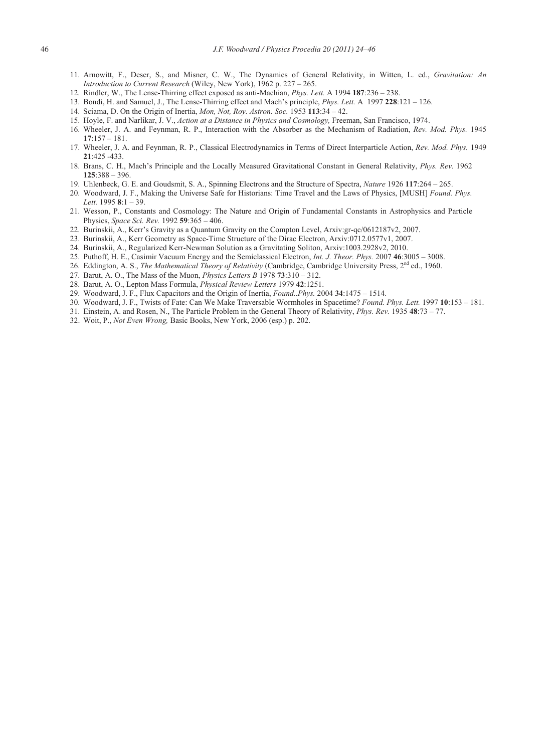11. Arnowitt, F., Deser, S., and Misner, C. W., The Dynamics of General Relativity, in Witten, L. ed., *Gravitation: An Introduction to Current Research* (Wiley, New York), 1962 p. 227 – 265.
12. Rindler, W., The Lense-Thirring effect exposed as anti-Machian, *Phys. Lett.* A 1994 **187**:236 – 238.
13. Bondi, H. and Samuel, J., The Lense-Thirring effect and Mach's principle, *Phys. Lett.* A 1997 **228**:121 – 126.
14. Sciama, D. On the Origin of Inertia, *Mon, Not, Roy. Astron. Soc.* 1953 **113**:34 – 42.
15. Hoyle, F. and Narlikar, J. V., *Action at a Distance in Physics and Cosmology,* Freeman, San Francisco, 1974.
16. Wheeler, J. A. and Feynman, R. P., Interaction with the Absorber as the Mechanism of Radiation, *Rev. Mod. Phys.* 1945 **17**:157 – 181.
17. Wheeler, J. A. and Feynman, R. P., Classical Electrodynamics in Terms of Direct Interparticle Action, *Rev. Mod. Phys.* 1949 **21**:425 -433.
18. Brans, C. H., Mach's Principle and the Locally Measured Gravitational Constant in General Relativity, *Phys. Rev.* 1962 **125**:388 – 396.
19. Uhlenbeck, G. E. and Goudsmit, S. A., Spinning Electrons and the Structure of Spectra, *Nature* 1926 **117**:264 – 265.
20. Woodward, J. F., Making the Universe Safe for Historians: Time Travel and the Laws of Physics, [MUSH] *Found. Phys. Lett.* 1995 **8**:1 – 39.
21. Wesson, P., Constants and Cosmology: The Nature and Origin of Fundamental Constants in Astrophysics and Particle Physics, *Space Sci. Rev.* 1992 **59**:365 – 406.
22. Burinskii, A., Kerr's Gravity as a Quantum Gravity on the Compton Level, Arxiv:gr-qc/0612187v2, 2007.
23. Burinskii, A., Kerr Geometry as Space-Time Structure of the Dirac Electron, Arxiv:0712.0577v1, 2007.
24. Burinskii, A., Regularized Kerr-Newman Solution as a Gravitating Soliton, Arxiv:1003.2928v2, 2010.
25. Puthoff, H. E., Casimir Vacuum Energy and the Semiclassical Electron, *Int. J. Theor. Phys.* 2007 **46**:3005 – 3008.
26. Eddington, A. S., *The Mathematical Theory of Relativity* (Cambridge, Cambridge University Press, 2nd ed., 1960.
27. Barut, A. O., The Mass of the Muon, *Physics Letters B* 1978 **73**:310 – 312.
28. Barut, A. O., Lepton Mass Formula, *Physical Review Letters* 1979 **42**:1251.
29. Woodward, J. F., Flux Capacitors and the Origin of Inertia, *Found..Phys.* 2004 **34**:1475 – 1514.
30. Woodward, J. F., Twists of Fate: Can We Make Traversable Wormholes in Spacetime? *Found. Phys. Lett.* 1997 **10**:153 – 181.
31. Einstein, A. and Rosen, N., The Particle Problem in the General Theory of Relativity, *Phys. Rev.* 1935 **48**:73 – 77.
32. Woit, P., *Not Even Wrong,* Basic Books, New York, 2006 (esp.) p. 202.